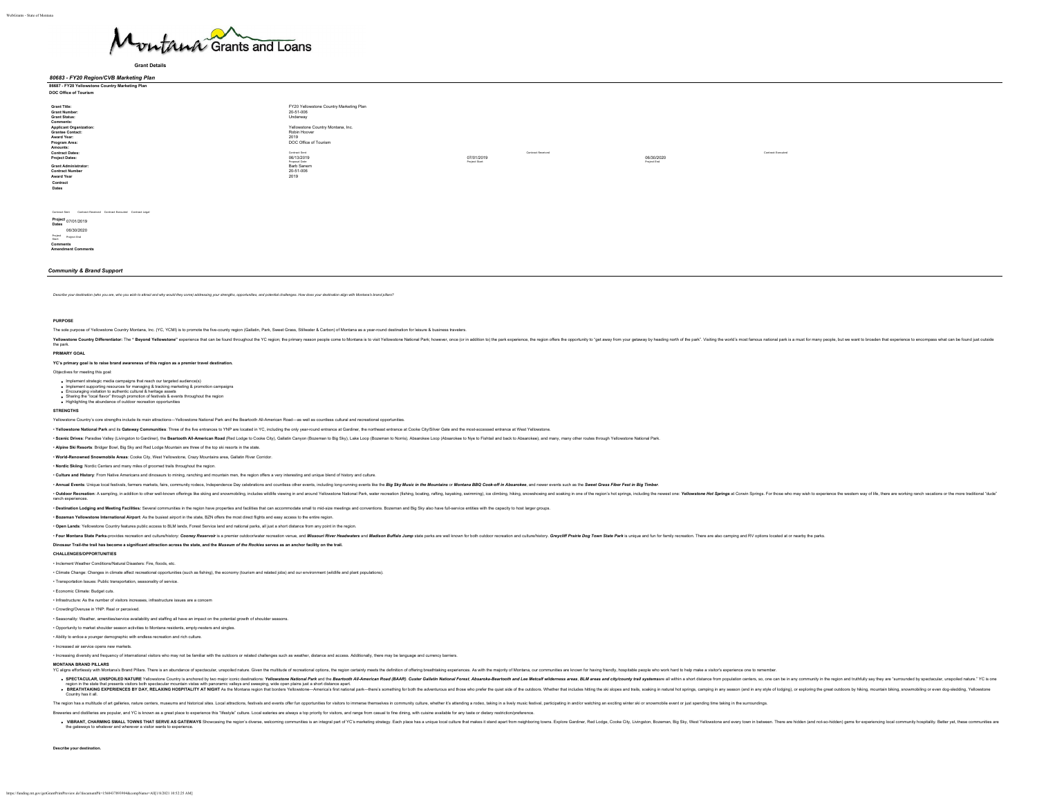Montana Grants and Loans

**Grant Details**

### *80683 - FY20 Region/CVB Marketing Plan*

**86687 - FY20 Yellowstone Country Marketing Plan**

**DOC Office of Tourism**

| | |
|---|---|
| **Grant Title:** | FY20 Yellowstone Country Marketing Plan |
| **Grant Number:** | 20-51-006 |
| **Grant Status:** | Underway |
| **Comments:** | |
| **Applicant Organization:** | Yellowstone Country Montana, Inc. |
| **Grantee Contact:** | Robin Hoover |
| **Award Year:** | 2019 |
| **Program Area:** | DOC Office of Tourism |
| **Amounts:** | |
| **Contract Dates:** | Contract Sent / Contract Received / Contract Executed |
| **Project Dates:** | 06/13/2019 Proposal Date / 07/01/2019 Project Start / 06/30/2020 Project End |
| **Grant Administrator:** | Barb Sanem |
| **Contract Number** | 20-51-006 |
| **Award Year** | 2019 |
| **Contract Dates** | Contract Sent / Contract Received / Contract Executed / Contract Legal |
| **Project Dates** | 07/01/2019 Project Start / 06/30/2020 Project End |
| **Comments** | |
| **Amendment Comments** | |

## *Community & Brand Support*

*Describe your destination (who you are, who you wish to attract and why would they come) addressing your strengths, opportunities, and potential challenges. How does your destination align with Montana's brand pillars?*

**PURPOSE**

The sole purpose of Yellowstone Country Montana, Inc. (YC, YCMI) is to promote the five-county region (Gallatin, Park, Sweet Grass, Stillwater & Carbon) of Montana as a year-round destination for leisure & business travelers.

**Yellowstone Country Differentiator:** The **" Beyond Yellowstone"** experience that can be found throughout the YC region; the primary reason people come to Montana is to visit Yellowstone National Park; however, once (or in addition to) the park experience, the region offers the opportunity to "get away from your getaway by heading north of the park". Visiting the world's most famous national park is a must for many people, but we want to broaden that experience to encompass what can be found just outside the park.

**PRIMARY GOAL**

**YC's primary goal is to raise brand awareness of this region as a premier travel destination.**

Objectives for meeting this goal:

- Implement strategic media campaigns that reach our targeted audience(s)
- Implement supporting resources for managing & tracking marketing & promotion campaigns
- Encouraging visitation to authentic cultural & heritage assets
- Sharing the "local flavor" through promotion of festivals & events throughout the region
- Highlighting the abundance of outdoor recreation opportunities

**STRENGTHS**

Yellowstone Country's core strengths include its main attractions—Yellowstone National Park and the Beartooth All-American Road—as well as countless cultural and recreational opportunities.

• **Yellowstone National Park** and its **Gateway Communities**: Three of the five entrances to YNP are located in YC, including the only year-round entrance at Gardiner, the northeast entrance at Cooke City/Silver Gate and the most-accessed entrance at West Yellowstone.

• **Scenic Drives**: Paradise Valley (Livingston to Gardiner), the **Beartooth All-American Road** (Red Lodge to Cooke City), Gallatin Canyon (Bozeman to Big Sky), Lake Loop (Bozeman to Norris), Absarokee Loop (Absarokee to Nye to Fishtail and back to Absarokee), and many, many other routes through Yellowstone National Park.

• **Alpine Ski Resorts**: Bridger Bowl, Big Sky and Red Lodge Mountain are three of the top ski resorts in the state.

• **World-Renowned Snowmobile Areas**: Cooke City, West Yellowstone, Crazy Mountains area, Gallatin River Corridor.

• **Nordic Skiing**: Nordic Centers and many miles of groomed trails throughout the region.

• **Culture and History**: From Native Americans and dinosaurs to mining, ranching and mountain men, the region offers a very interesting and unique blend of history and culture.

• Annual Events: Unique local festivals, farmers markets, fairs, community rodeos, Independence Day celebrations and countless other events, including long-running events like the ***Big Sky Music in the Mountains*** or ***Montana BBQ Cook-off in Absarokee***, and newer events such as the ***Sweet Grass Fiber Fest in Big Timber***.

• **Outdoor Recreation**: A sampling, in addition to other well-known offerings like skiing and snowmobiling, includes wildlife viewing in and around Yellowstone National Park, water recreation (fishing, boating, rafting, kayaking, swimming), ice climbing, hiking, snowshoeing and soaking in one of the region's hot springs, including the newest one: ***Yellowstone Hot Springs*** at Corwin Springs. For those who may wish to experience the western way of life, there are working ranch vacations or the more traditional "dude" ranch experiences.

• **Destination Lodging and Meeting Facilities:** Several communities in the region have properties and facilities that can accommodate small to mid-size meetings and conventions. Bozeman and Big Sky also have full-service entities with the capacity to host larger groups.

• **Bozeman Yellowstone International Airport**: As the busiest airport in the state, BZN offers the most direct flights and easy access to the entire region.

• **Open Lands**: Yellowstone Country features public access to BLM lands, Forest Service land and national parks, all just a short distance from any point in the region.

• **Four Montana State Parks**-provides recreation and culture/history: ***Cooney Reservoir*** is a premier outdoor/water recreation venue, and ***Missouri River Headwaters*** and ***Madison Buffalo Jump*** state parks are well known for both outdoor recreation and culture/history. ***Greycliff Prairie Dog Town State Park*** is unique and fun for family recreation. There are also camping and RV options located at or nearby the parks.

**Dinosaur Trail-the trail has become a significant attraction across the state, and the *Museum of the Rockies* serves as an anchor facility on the trail.**

**CHALLENGES/OPPORTUNITIES**

• Inclement Weather Conditions/Natural Disasters: Fire, floods, etc.

• Climate Change: Changes in climate affect recreational opportunities (such as fishing), the economy (tourism and related jobs) and our environment (wildlife and plant populations).

• Transportation Issues: Public transportation, seasonality of service.

• Economic Climate: Budget cuts.

• Infrastructure: As the number of visitors increases, infrastructure issues are a concern

• Crowding/Overuse in YNP: Real or perceived.

• Seasonality: Weather, amenities/service availability and staffing all have an impact on the potential growth of shoulder seasons.

• Opportunity to market shoulder season activities to Montana residents, empty-nesters and singles.

• Ability to entice a younger demographic with endless recreation and rich culture.

• Increased air service opens new markets.

• Increasing diversity and frequency of international visitors who may not be familiar with the outdoors or related challenges such as weather, distance and access. Additionally, there may be language and currency barriers.

**MONTANA BRAND PILLARS**

YC aligns effortlessly with Montana's Brand Pillars. There is an abundance of spectacular, unspoiled nature. Given the multitude of recreational options, the region certainly meets the definition of offering breathtaking experiences. As with the majority of Montana, our communities are known for having friendly, hospitable people who work hard to help make a visitor's experience one to remember.

- **SPECTACULAR, UNSPOILED NATURE** Yellowstone Country is anchored by two major iconic destinations: ***Yellowstone National Park*** and the ***Beartooth All-American Road (BAAR)***. ***Custer Gallatin National Forest***, ***Absaroka-Beartooth and Lee Metcalf wilderness areas, BLM areas and city/county trail systems***are all within a short distance from population centers, so, one can be in any community in the region and truthfully say they are "surrounded by spectacular, unspoiled nature." YC is one region in the state that presents visitors both spectacular mountain vistas with panoramic valleys and sweeping, wide open plains just a short distance apart.
- **BREATHTAKING EXPERIENCES BY DAY, RELAXING HOSPITALITY AT NIGHT** As the Montana region that borders Yellowstone—America's first national park—there's something for both the adventurous and those who prefer the quiet side of the outdoors. Whether that includes hitting the ski slopes and trails, soaking in natural hot springs, camping in any season (and in any style of lodging), or exploring the great outdoors by hiking, mountain biking, snowmobiling or even dog-sledding, Yellowstone Country has it all.

The region has a multitude of art galleries, nature centers, museums and historical sites. Local attractions, festivals and events offer fun opportunities for visitors to immerse themselves in community culture, whether it's attending a rodeo, taking in a lively music festival, participating in and/or watching an exciting winter ski or snowmobile event or just spending time taking in the surroundings.

Breweries and distilleries are popular, and YC is known as a great place to experience this "lifestyle" culture. Local eateries are always a top priority for visitors, and range from casual to fine dining, with cuisine available for any taste or dietary restriction/preference.

- **VIBRANT, CHARMING SMALL TOWNS THAT SERVE AS GATEWAYS** Showcasing the region's diverse, welcoming communities is an integral part of YC's marketing strategy. Each place has a unique local culture that makes it stand apart from neighboring towns. Explore Gardiner, Red Lodge, Cooke City, Livingston, Bozeman, Big Sky, West Yellowstone and every town in between. There are hidden (and not-so-hidden) gems for experiencing local community hospitality. Better yet, these communities are the gateways to whatever and wherever a visitor wants to experience.

**Describe your destination.**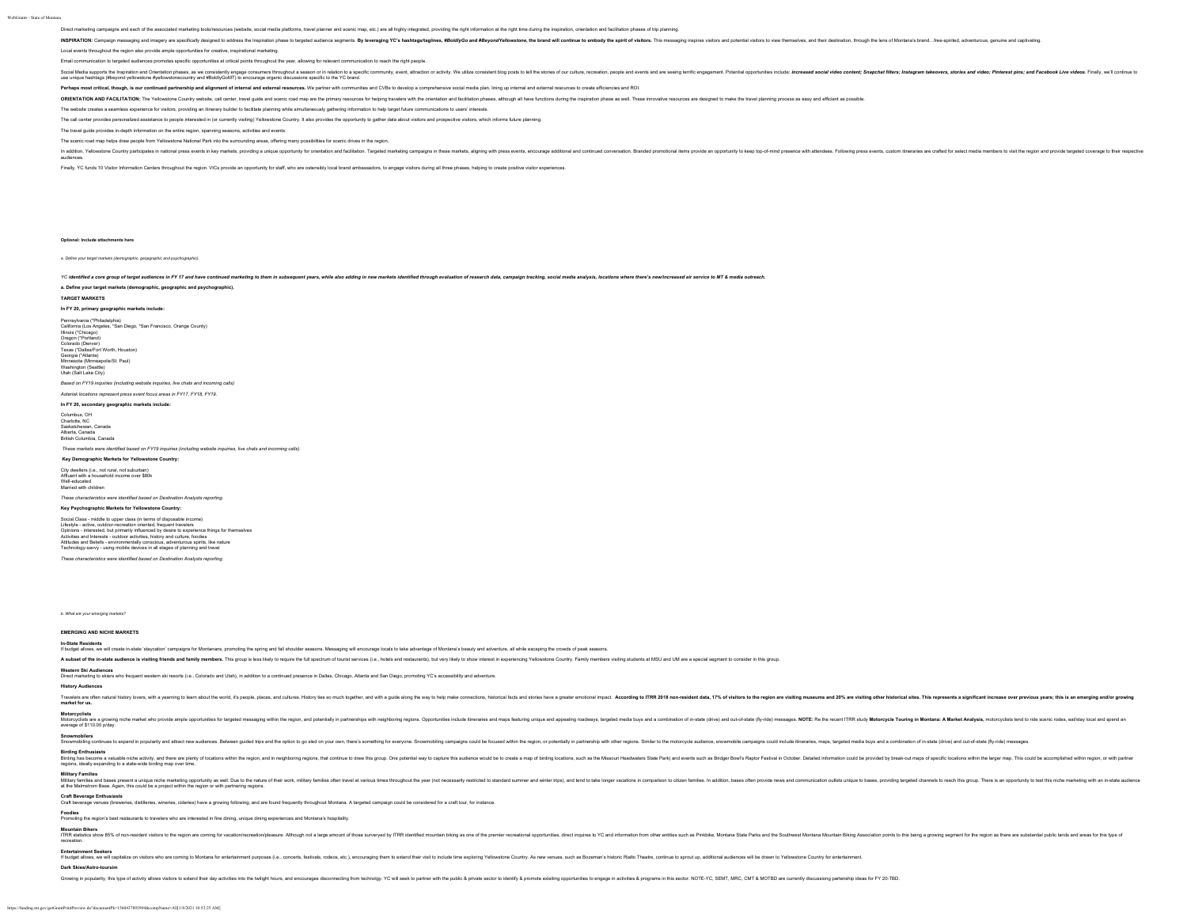Direct marketing campaigns and each of the associated marketing tools/resources (website, social media platforms, travel planner and scenic map, etc.) are all highly integrated, providing the right information at the right time during the inspiration, orientation and facilitation phases of trip planning.

**INSPIRATION:** Campaign messaging and imagery are specifically designed to address the Inspiration phase to targeted audience segments. **By leveraging YC's hashtags/taglines, *#BoldlyGo* and *#BeyondYellowstone*, the brand will continue to embody the spirit of visitors.** This messaging inspires visitors and potential visitors to view themselves, and their destination, through the lens of Montana's brand…free-spirited, adventurous, genuine and captivating.

Local events throughout the region also provide ample opportunities for creative, inspirational marketing.

Email communication to targeted audiences promotes specific opportunities at critical points throughout the year, allowing for relevant communication to reach the right people.

Social Media supports the Inspiration and Orientation phases, as we consistently engage consumers throughout a season or in relation to a specific community, event, attraction or activity. We utilize consistent blog posts to tell the stories of our culture, recreation, people and events and are seeing terrific engagement. Potential opportunities include: ***increased social video content; Snapchat filters; Instagram takeovers, stories and video; Pinterest pins; and Facebook Live videos***. Finally, we'll continue to use unique hashtags (#beyond yellowstone #yellowstonecountry and #BoldlyGoMT) to encourage organic discussions specific to the YC brand.

**Perhaps most critical, though, is our continued partnership and alignment of internal and external resources.** We partner with communities and CVBs to develop a comprehensive social media plan, lining up internal and external resources to create efficiencies and ROI.

**ORIENTATION AND FACILITATION:** The Yellowstone Country website, call center, travel guide and scenic road map are the primary resources for helping travelers with the orientation and facilitation phases, although all have functions during the inspiration phase as well. These innovative resources are designed to make the travel planning process as easy and efficient as possible.

The website creates a seamless experience for visitors, providing an itinerary builder to facilitate planning while simultaneously gathering information to help target future communications to users' interests.

The call center provides personalized assistance to people interested in (or currently visiting) Yellowstone Country. It also provides the opportunity to gather data about visitors and prospective visitors, which informs future planning.

The travel guide provides in-depth information on the entire region, spanning seasons, activities and events.

The scenic road map helps draw people from Yellowstone National Park into the surrounding areas, offering many possibilities for scenic drives in the region.

In addition, Yellowstone Country participates in national press events in key markets, providing a unique opportunity for orientation and facilitation. Targeted marketing campaigns in these markets, aligning with press events, encourage additional and continued conversation. Branded promotional items provide an opportunity to keep top-of-mind presence with attendees. Following press events, custom itineraries are crafted for select media members to visit the region and provide targeted coverage to their respective audiences.

Finally, YC funds 10 Visitor Information Centers throughout the region. VICs provide an opportunity for staff, who are ostensibly local brand ambassadors, to engage visitors during all three phases, helping to create positive visitor experiences.

**Optional: Include attachments here**

*a. Define your target markets (demographic, geopgraphic and psychographic).*

***YC identified a core group of target audiences in FY 17 and have continued marketing to them in subsequent years, while also adding in new markets identified through evaluation of research data, campaign tracking, social media analysis, locations where there's new/increased air service to MT & media outreach.***

**a. Define your target markets (demographic, geographic and psychographic).**

**TARGET MARKETS**

**In FY 20, primary geographic markets include:**

Pennsylvania (*Philadelphia)
California (Los Angeles, *San Diego, *San Francisco, Orange County)
Illinois (*Chicago)
Oregon (*Portland)
Colorado (Denver)
Texas (*Dallas/Fort Worth, Houston)
Georgia (*Atlanta)
Minnesota (Minneapolis/St. Paul)
Washington (Seattle)
Utah (Salt Lake City)

*Based on FY19 inquiries (including website inquiries, live chats and incoming calls)*

*Asterisk locations represent press event focus areas in FY17, FY18, FY19.*

**In FY 20, secondary geographic markets include:**

Columbus, OH
Charlotte, NC
Saskatchewan, Canada
Alberta, Canada
British Columbia, Canada

*These markets were identified based on FY19 inquiries (including website inquiries, live chats and incoming calls).*

**Key Demographic Markets for Yellowstone Country:**

City dwellers (i.e., not rural, not suburban)
Affluent with a household income over $80k
Well-educated
Married with children

*These characteristics were identified based on Destination Analysts reporting.*

**Key Psychographic Markets for Yellowstone Country:**

Social Class - middle to upper class (in terms of disposable income)
Lifestyle - active, outdoor-recreation oriented, frequent travelers
Opinions - interested, but primarily influenced by desire to experience things for themselves
Activities and Interests - outdoor activities, history and culture, foodies
Attitudes and Beliefs - environmentally conscious, adventurous spirits, like nature
Technology-savvy - using mobile devices in all stages of planning and travel

*These characteristics were identified based on Destination Analysts reporting.*

*b. What are your emerging markets?*

**EMERGING AND NICHE MARKETS**

**In-State Residents**
If budget allows, we will create in-state 'staycation' campaigns for Montanans, promoting the spring and fall shoulder seasons. Messaging will encourage locals to take advantage of Montana's beauty and adventure, all while escaping the crowds of peak seasons.

**A subset of the in-state audience is visiting friends and family members.** This group is less likely to require the full spectrum of tourist services (i.e., hotels and restaurants), but very likely to show interest in experiencing Yellowstone Country. Family members visiting students at MSU and UM are a special segment to consider in this group.

**Western Ski Audiences**
Direct marketing to skiers who frequent western ski resorts (i.e., Colorado and Utah), in addition to a continued presence in Dallas, Chicago, Atlanta and San Diego, promoting YC's accessibility and adventure.

**History Audiences**

Travelers are often natural history lovers, with a yearning to learn about the world, it's people, places, and cultures. History ties so much together, and with a guide along the way to help make connections, historical facts and stories have a greater emotional impact. **According to ITRR 2018 non-resident data, 17% of visitors to the region are visiting museums and 20% are visiting other historical sites. This represents a significant increase over previous years; this is an emerging and/or growing market for us.**

**Motorcyclists**
Motorcyclists are a growing niche market who provide ample opportunities for targeted messaging within the region, and potentially in partnerships with neighboring regions. Opportunities include itineraries and maps featuring unique and appealing roadways, targeted media buys and a combination of in-state (drive) and out-of-state (fly-ride) messages. **NOTE:** Re the recent ITRR study **Motorcycle Touring in Montana: A Market Analysis,** motorcyclists tend to ride scenic rodes, eat/stay local and spend an average of $110.00 p/day.

**Snowmobilers**
Snowmobiling continues to expand in popularity and attract new audiences. Between guided trips and the option to go sled on your own, there's something for everyone. Snowmobiling campaigns could be focused within the region, or potentially in partnership with other regions. Similar to the motorcycle audience, snowmobile campaigns could include itineraries, maps, targeted media buys and a combination of in-state (drive) and out-of-state (fly-ride) messages.

**Birding Enthusiasts**
Birding has become a valuable niche activity, and there are plenty of locations within the region, and in neighboring regions, that continue to draw this group. One potential way to capture this audience would be to create a map of birding locations, such as the Missouri Headwaters State Park) and events such as Bridger Bowl's Raptor Festival in October. Detailed information could be provided by break-out maps of specific locations within the larger map. This could be accomplished within region, or with partner regions, ideally expanding to a state-wide birding map over time.

**Military Families**
Military families and bases present a unique niche marketing opportunity as well. Due to the nature of their work, military families often travel at various times throughout the year (not necessarily restricted to standard summer and winter trips), and tend to take longer vacations in comparison to citizen families. In addition, bases often provide news and communication outlets unique to bases, providing targeted channels to reach this group. There is an opportunity to test this niche marketing with an in-state audience at the Malmstrom Base. Again, this could be a project within the region or with partnering regions.

**Craft Beverage Enthusiasts**
Craft beverage venues (breweries, distilleries, wineries, cideries) have a growing following, and are found frequently throughout Montana. A targeted campaign could be considered for a craft tour, for instance.

**Foodies**
Promoting the region's best restaurants to travelers who are interested in fine dining, unique dining experiences and Montana's hospitality.

**Mountain Bikers**
ITRR statistics show 85% of non-resident visitors to the region are coming for vacation/recreation/pleasure. Although not a large amount of those surveyed by ITRR identified mountain biking as one of the premier recreational opportunities, direct inquires to YC and information from other entities such as Pinkbike, Montana State Parks and the Southwest Montana Mountain Biking Association points to this being a growing segment for the region as there are substantial public lands and areas for this type of recreation.

**Entertainment Seekers**
If budget allows, we will capitalize on visitors who are coming to Montana for entertainment purposes (i.e., concerts, festivals, rodeos, etc.), encouraging them to extend their visit to include time exploring Yellowstone Country. As new venues, such as Bozeman's historic Rialto Theatre, continue to sprout up, additional audiences will be drawn to Yellowstone Country for entertainment.

**Dark Skies/Astro-tourism**

Growing in popularity, this type of activity allows visitors to extend their day activities into the twilight hours, and encourages disconnecting from technolgy. YC will seek to partner with the public & private sector to identify & promote existing opportunities to engage in activities & programs in this sector. NOTE-YC, SEMT, MRC, CMT & MOTBD are currently discussiong partnership ideas for FY 20-TBD.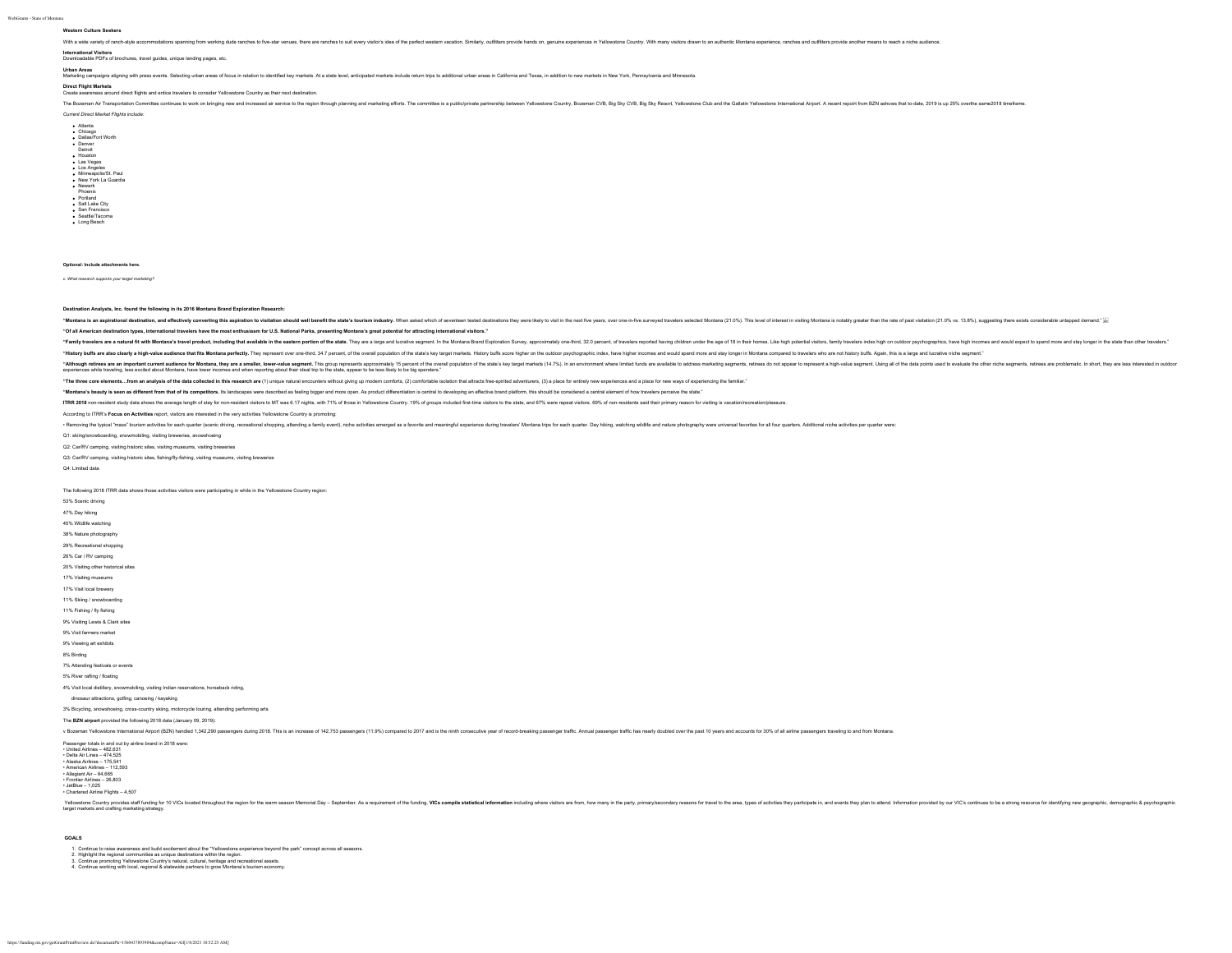### Western Culture Seekers

With a wide variety of ranch-style accommodations spanning from working dude ranches to five-star venues, there are ranches to suit every visitor's idea of the perfect western vacation. Similarly, outfitters provide hands on, genuine experiences in Yellowstone Country. With many visitors drawn to an authentic Montana experience, ranches and outfitters provide another means to reach a niche audience.

### International Visitors

Downloadable PDFs of brochures, travel guides, unique landing pages, etc.

### Urban Areas

Marketing campaigns aligning with press events. Selecting urban areas of focus in relation to identified key markets. At a state level, anticipated markets include return trips to additional urban areas in California and Texas, in addition to new markets in New York, Pennsylvania and Minnesota.

### Direct Flight Markets

Create awareness around direct flights and entice travelers to consider Yellowstone Country as their next destination.

The Bozeman Air Transportation Committee continues to work on bringing new and increased air service to the region through planning and marketing efforts. The committee is a public/private partnership between Yellowstone Country, Bozeman CVB, Big Sky CVB, Big Sky Resort, Yellowstone Club and the Gallatin Yellowstone International Airport. A recent report from BZN ashows that to-date, 2019 is up 25% overthe same2018 timeframe.

*Current Direct Market Flights include:*

- Atlanta
- Chicago
- Dallas/Fort Worth
- Denver
- Detroit
- Houston
- Las Vegas
- Los Angeles
- Minneapolis/St. Paul
- New York La Guardia
- Newark
- Phoenix
- Portland
- Salt Lake City
- San Francisco
- Seattle/Tacoma
- Long Beach

**Optional: Include attachments here.**

*c. What research supports your target marketing?*

**Destination Analysts, Inc. found the following in its 2016 Montana Brand Exploration Research:**

**"Montana is an aspirational destination, and effectively converting this aspiration to visitation should well benefit the state's tourism industry.** When asked which of seventeen tested destinations they were likely to visit in the next five years, over one-in-five surveyed travelers selected Montana (21.0%). This level of interest in visiting Montana is notably greater than the rate of past visitation (21.0% vs. 13.8%), suggesting there exists considerable untapped demand."

**"Of all American destination types, international travelers have the most enthusiasm for U.S. National Parks, presenting Montana's great potential for attracting international visitors."**

**"Family travelers are a natural fit with Montana's travel product, including that available in the eastern portion of the state.** They are a large and lucrative segment. In the Montana Brand Exploration Survey, approximately one-third, 32.0 percent, of travelers reported having children under the age of 18 in their homes. Like high potential visitors, family travelers index high on outdoor psychographics, have high incomes and would expect to spend more and stay longer in the state than other travelers."

**"History buffs are also clearly a high-value audience that fits Montana perfectly.** They represent over one-third, 34.7 percent, of the overall population of the state's key target markets. History buffs score higher on the outdoor psychographic index, have higher incomes and would spend more and stay longer in Montana compared to travelers who are not history buffs. Again, this is a large and lucrative niche segment."

**"Although retirees are an important current audience for Montana, they are a smaller, lower-value segment.** This group represents approximately 15 percent of the overall population of the state's key target markets (14.7%). In an environment where limited funds are available to address marketing segments, retirees do not appear to represent a high-value segment. Using all of the data points used to evaluate the other niche segments, retirees are problematic. In short, they are less interested in outdoor experiences while traveling, less excited about Montana, have lower incomes and when reporting about their ideal trip to the state, appear to be less likely to be big spenders."

**"The three core elements…from an analysis of the data collected in this research are** (1) unique natural encounters without giving up modern comforts, (2) comfortable isolation that attracts free-spirited adventurers, (3) a place for entirely new experiences and a place for new ways of experiencing the familiar."

**"Montana's beauty is seen as different from that of its competitors.** Its landscapes were described as feeling bigger and more open. As product differentiation is central to developing an effective brand platform, this should be considered a central element of how travelers perceive the state."

**ITRR 2018** non-resident study data shows the average length of stay for non-resident visitors to MT was 6.17 nights, with 71% of those in Yellowstone Country. 19% of groups included first-time visitors to the state, and 67% were repeat visitors. 69% of non-residents said their primary reason for visiting is vacation/recreation/pleasure.

According to ITRR's **Focus on Activities** report, visitors are interested in the very activities Yellowstone Country is promoting:

• Removing the typical "mass" tourism activities for each quarter (scenic driving, recreational shopping, attending a family event), niche activities emerged as a favorite and meaningful experience during travelers' Montana trips for each quarter. Day hiking, watching wildlife and nature photography were universal favorites for all four quarters. Additional niche activities per quarter were:

Q1: skiing/snowboarding, snowmobiling, visiting breweries, snowshoeing

Q2: Car/RV camping, visiting historic sites, visiting museums, visiting breweries

Q3: Car/RV camping, visiting historic sites, fishing/fly-fishing, visiting museums, visiting breweries

Q4: Limited data

The following 2018 ITRR data shows those activities visitors were participating in while in the Yellowstone Country region:

53% Scenic driving

47% Day hiking

45% Wildlife watching

38% Nature photography

29% Recreational shopping

26% Car / RV camping

20% Visiting other historical sites

17% Visiting museums

17% Visit local brewery

11% Skiing / snowboarding

11% Fishing / fly fishing

9% Visiting Lewis & Clark sites

9% Visit farmers market

9% Viewing art exhibits

8% Birding

7% Attending festivals or events

5% River rafting / floating

4% Visit local distillery, snowmobiling, visiting Indian reservations, horseback riding,

dinosaur attractions, golfing, canoeing / kayaking

3% Bicycling, snowshoeing, cross-country skiing, motorcycle touring, attending performing arts

The **BZN airport** provided the following 2018 data (January 09, 2019):

v Bozeman Yellowstone International Airport (BZN) handled 1,342,290 passengers during 2018. This is an increase of 142,753 passengers (11.9%) compared to 2017 and is the ninth consecutive year of record-breaking passenger traffic. Annual passenger traffic has nearly doubled over the past 10 years and accounts for 30% of all airline passengers traveling to and from Montana.

Passenger totals in and out by airline brand in 2018 were:
- United Airlines – 482,631
- Delta Air Lines – 474,525
- Alaska Airlines – 175,541
- American Airlines – 112,593
- Allegiant Air – 64,665
- Frontier Airlines – 26,803
- JetBlue – 1,025
- Chartered Airline Flights – 4,507

Yellowstone Country provides staff funding for 10 VICs located throughout the region for the warm season Memorial Day – September. As a requirement of the funding, **VICs compile statistical information** including where visitors are from, how many in the party, primary/secondary reasons for travel to the area, types of activities they participate in, and events they plan to attend. Information provided by our VIC's continues to be a strong resource for identifying new geographic, demographic & psychographic target markets and crafting marketing strategy.

**GOALS**

1. Continue to raise awareness and build excitement about the "Yellowstone experience beyond the park" concept across all seasons.
2. Highlight the regional communities as unique destinations within the region.
3. Continue promoting Yellowstone Country's natural, cultural, heritage and recreational assets.
4. Continue working with local, regional & statewide partners to grow Montana's tourism economy.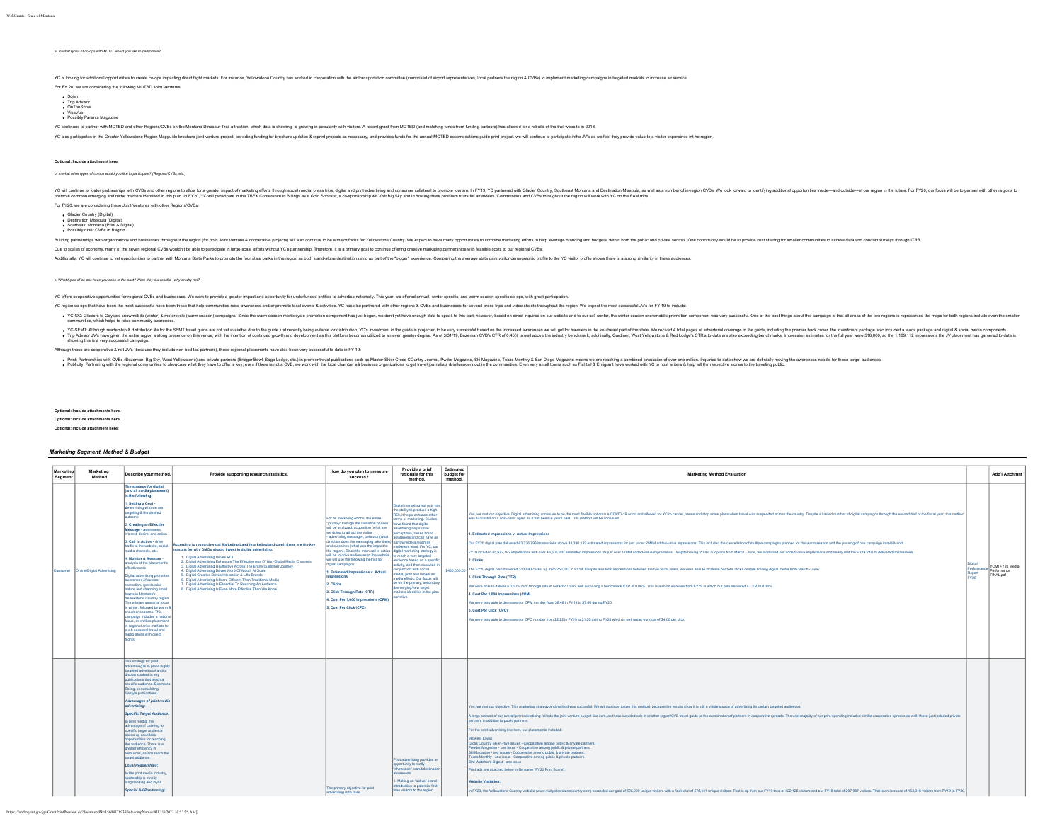*a. In what types of co-ops with MTOT would you like to participate?*

YC is looking for additional opportunities to create co-ops impacting direct flight markets. For instance, Yellowstone Country has worked in cooperation with the air transportation committee (comprised of airport representatives, local partners the region & CVBs) to implement marketing campaigns in targeted markets to increase air service.

For FY 20, we are considering the following MOTBD Joint Ventures:

- Sojern
- Trip Advisor
- OnTheSnow
- VisaVue
- Possibly Parents Magazine

YC continues to partner with MOTBD and other Regions/CVBs on the Montana Dinosaur Trail attraction, which data is showing, is growing in popularity with visitors. A recent grant from MOTBD (and matching funds from funding partners) has allowed for a rebuild of the trail website in 2018.

YC also participates in the Greater Yellowstone Region Mapguide brochure joint venture project, providing funding for brochure updates & reprint projects as necessary, and provides funds for the annual MOTBD accomodations guide print project. we will continue to participate inthe JV's as we feel they provide value to a visitor expereince int he region.

**Optional: Include attachment here.**

*b. In what other types of co-ops would you like to participate? (Regions/CVBs, etc.)*

YC will continue to foster partnerships with CVBs and other regions to allow for a greater impact of marketing efforts through social media, press trips, digital and print advertising and consumer collateral to promote tourism. In FY19, YC partnered with Glacier Country, Southeast Montana and Destination Missoula, as well as a number of in-region CVBs. We look forward to identifying additional opportunities inside—and outside—of our region in the future. For FY20, our focus will be to partner with other regions to promote common emerging and niche markets identified in this plan. In FY20, YC will participate in the TBEX Conference in Billings as a Gold Sponsor, a co-sponsorship wit Visit Big Sky and in hosting three post-fam tours for attendees. Communities and CVBs throughout the region will work with YC on the FAM trips.

For FY20, we are considering these Joint Ventures with other Regions/CVBs:

- Glacier Country (Digital)
- Destination Missoula (Digital)
- Southeast Montana (Print & Digital)
- Possibly other CVBs in Region

Building partnerships with organizations and businesses throughout the region (for both Joint Venture & cooperative projects) will also continue to be a major focus for Yellowstone Country. We expect to have many opportunities to combine marketing efforts to help leverage branding and budgets, within both the public and private sectors. One opportunity would be to provide cost sharing for smaller communities to access data and conduct surveys through ITRR.

Due to scales of economy, many of the seven regional CVBs wouldn't be able to participate in large-scale efforts without YC's partnership. Therefore, it is a primary goal to continue offering creative marketing partnerships with feasible costs to our regional CVBs.

Additionally, YC will continue to vet opportunities to partner with Montana State Parks to promote the four state parks in the region as both stand-alone destinations and as part of the "bigger" experience. Comparing the average state park visitor demographic profile to the YC visitor profile shows there is a strong similarity in these audiences.

*c. What types of co-ops have you done in the past? Were they successful - why or why not?*

YC offers cooperative opportunities for regional CVBs and businesses. We work to provide a greater impact and opportunity for underfunded entities to advertise nationally. This year, we offered annual, winter specific, and warm season specific co-ops, with great participation.

YC region co-ops that have been the most successful have been those that help communities raise awareness and/or promote local events & activities. YC has also partnered with other regions & CVBs and businesses for several press trips and video shoots throughout the region. We expect the most successful JV's for FY 19 to include:

- YC-GC: Glaciers to Geysers snowmobile (winter) & motorcycle (warm season) campaigns. Since the warm season motorcycle promotion component has just begun, we don't yet have enough data to speak to this part; however, based on direct inquires on our website and to our call center, the winter season snowmobile promotion component was very successful. One of the best things about this campaign is that all areas of the two regions is represented-the maps for both regions include even the smaller communities, which helps to raise community awareness.
- YC-SEMT: Although readership & distribution #'s for the SEMT travel guide are not yet avaiable due to the guide just recently being avilable for distribution, YC's investment in the guide is projected to be very successful based on the increased awareness we will get for travelers in the southeast part of the state. We recived 4 total pages of advertorial coverage in the guide, including the premier back cover. the investment package also included a leads package and digital & social media components.
- Trip Advisor JV's have given the entire region a strong presence on this venue, with the intention of continued growth and development as this platform becomes utilized to an even greater degree. As of 3/31/19, Bozeman CVB's CTR of 0.45% is well above the industry benchmark; additinally, Gardiner, West Yellowstone & Red Lodge's CTR's to-date are also exceeding benchmarks. Impression estimates for the full year were 518,000, so the 1,169,112 impressions the JV placement has garnered to-date is showing this is a very successful campaign.

Although these are cooperative & not JV's (because they include non-bed tax partners), these placements have also been very successful to-date in FY 19:

- Print: Partnerships with CVBs (Bozeman, Big Sky, West Yellowstone) and private partners (Bridger Bowl, Sage Lodge, etc.) in premier travel publications such as Master Skier Cross COuntry Journal, Pwder Magazine, Ski Magazine, Texas Monthly & San Diego Magazine means we are reaching a combined circulation of over one million. Inquiries to-date show we are definitely moving the awareness needle for these target audiences.
- Publicity: Partnering with the regional communities to showcase what they have to offer is key; even if there is not a CVB, we work with the local chamber a& business organizations to get travel journalists & influencers out in the communities. Even very small towns such as Fishtail & Emigrant have worked with YC to host writers & help tell thir respective stories to the traveling public.

**Optional: Include attachments here.**

**Optional: Include attachments here.**

**Optional: Include attachment here:**

## *Marketing Segment, Method & Budget*

| Marketing Segment | Marketing Method | Describe your method. | Provide supporting research/statistics. | How do you plan to measure success? | Provide a brief rationale for this method. | Estimated budget for method. | Marketing Method Evaluation | | Add'l Attchmnt |
|---|---|---|---|---|---|---|---|---|---|
| Consumer | Online/Digital Advertising | **The strategy for digital (and all media placement) is the following:**<br><br>**1. Setting a Goal** - determining who we are targeting & the desired outcome<br><br>**2. Creating an Effective Message** - awareness, interest, desire, and action<br><br>**3. Call to Action** - drive traffic to the website, social media channels, etc.<br><br>**4. Monitor & Measure** - analysis of the placement's effectiveness<br><br>Digital advertising promotes awareness of outdoor recreation, spectacular nature and charming small towns in Montana's Yellowstone Country region. The primary seasonal focus is winter, followed by warm & shoulder seasons. This campaign includes a national focus, as well as placement in regional drive markets to push seasonal travel and metro areas with direct flights. | According to researchers at Marketing Land (marketingland.com), these are the key reasons for why DMOs should invest in digital advertising:<br><br>1. Digital Advertising Drives ROI<br>2. Digital Advertising Enhances The Effectiveness Of Non-Digital Media Channels<br>3. Digital Advertising Is Effective Across The Entire Customer Journey<br>4. Digital Advertising Drives Word-Of-Mouth At Scale<br>5. Digital Creative Drives Interaction & Lifts Brands<br>6. Digital Advertising Is More Efficient Than Traditional Media<br>7. Digital Advertising Is Essential To Reaching An Audience<br>8. Digital Advertising Is Even More Effective Than We Know | For all marketing efforts, the entire "journey" through the visitation phases will be analyzed: acquisition (what are we doing to attract the visitor - advertising message), behavior (what direction does the messaging take them) and outcomes (what was the impact to the region). Since the main call to action will be to drive audiences to the website we will use the following metrics for digital campaigns:<br><br>**1. Estimated Impressions v. Actual Impressions**<br><br>**2. Clicks**<br><br>**3. Click Through Rate (CTR)**<br><br>**4. Cost Per 1,000 Impressions (CPM)**<br><br>**5. Cost Per Click (CPC)** | Digital marketing not only has the ability to produce a high ROI, it helps enhance other forms of marketing. Studies have found that digital advertising helps drive perceptions, raises brand awareness and can have as (same)wide a reach as marketers want. For YC, our digital marketing strategy is to reach a very targeted audience based on a specific activity, and then executed in conjunction with social media, print and broadcast media efforts. Our focus will be on the primary, secondary & emerging/new target markets identified in the plan narrative. | $430,000.00 | Yes, we met our objective. Digital advertising continues to be the most flexible option in a COVID-19 world and allowed for YC to cancel, pause and stop some plans when travel was suspended across the country. Despite a limited number of digital campaigns through the second half of the fiscal year, this method was succesful on a cost-basis again as it has been in years past. This method will be continued.<br><br>**1. Estimated Impressions v. Actual Impressions**<br><br>Our FY20 digital plan delivered 63,236,793 impressions above 43,330,132 estimated impressions for just under 20MM added-value impressions. This included the cancellation of multiple campaigns planned for the warm season and the pausing of one campaign in mid-March.<br><br>FY19 included 65,672,192 impressions with over 48,605,300 estimated impressions for just over 17MM added-value impressions. Despite having to limit our plans from March - June, we increased our added-value impressions and nearly met the FY19 total of delivered impressions.<br><br>**2. Clicks**<br><br>The FY20 digital plan delivered 313,490 clicks, up from 250,263 in FY19. Despite less total impressions between the two fiscal years, we were able to increase our total clicks despite limiting digital media from March - June.<br><br>**3. Click Through Rate (CTR)**<br><br>We were able to deliver a 0.50% click through rate in our FY20 plan, well outpacing a benchmark CTR of 0.06%. This is also an increase from FY19 in which our plan delivered a CTR of 0.38%.<br><br>**4. Cost Per 1,000 Impressions (CPM)**<br><br>We were also able to decrease our CPM number from $8.48 in FY19 to $7.68 during FY20.<br><br>**5. Cost Per Click (CPC)**<br><br>We were also able to decrease our CPC number from $2.22 in FY19 to $1.55 during FY20 which is well under our goal of $4.00 per click. | Digital Performance Report FY20 | FOM FY20 Media Performance FINAL.pdf |
| | | The strategy for print advertising is to place highly targeted advertorial and/or display content in key publications that reach a specific audience. Examples: Skiing, snowmobiling, lifestyle publications.<br><br>***Advantages of print media advertising:***<br><br>***Specific Target Audience:***<br><br>In print media, the advantage of catering to specific target audience opens up countless opportunities for reaching the audience. There is a greater efficiency in resources, as ads reach the target audience.<br><br>***Loyal Readership:***<br><br>In the print media industry, readership is mostly longstanding and loyal.<br><br>***Special Ad Positioning:*** | | The primary objective for print advertising is to raise | Print advertising provides an opportunity to really "showcase" brand/destination awareness.<br><br>1. Making an "active" brand introduction to potential first-time visitors to the region | | Yes, we met our objective. This marketing strategy and method was succesful. We will continue to use this method, because the results show it is still a viable source of advertising for certain targeted audiences.<br><br>A large amount of our overall print advertising fell into the joint venture budget line item, as these included ads in another region/CVB travel guide or the combination of partners in cooperative spreads. The vast majority of our print spending included similar cooperative spreads as well, these just included private partners in addition to public partners.<br><br>For the print advertising line item, our placements included:<br><br>Midwest Living<br>Cross Country Skier - two issues - Cooperative among public & private partners<br>Powder Magazine - one issue - Cooperative among public & private partners<br>Ski Magazine - two issues - Cooperative among public & private partners<br>Texas Monthly - one issue - Cooperative among public & private partners<br>Bird Watcher's Digest - one issue<br><br>Print ads are attached below in file name "FY20 Print Scans".<br><br>**Website Visitation:**<br><br>In FY20, the Yellowstone Country website (www.visityellowstonecountry.com) exceeded our goal of 525,000 unique visitors with a final total of 575,441 unique visitors. That is up from our FY19 total of 422,125 visitors and our FY18 total of 297,987 visitors. That is an increase of 153,316 visitors from FY19 to FY20. | | |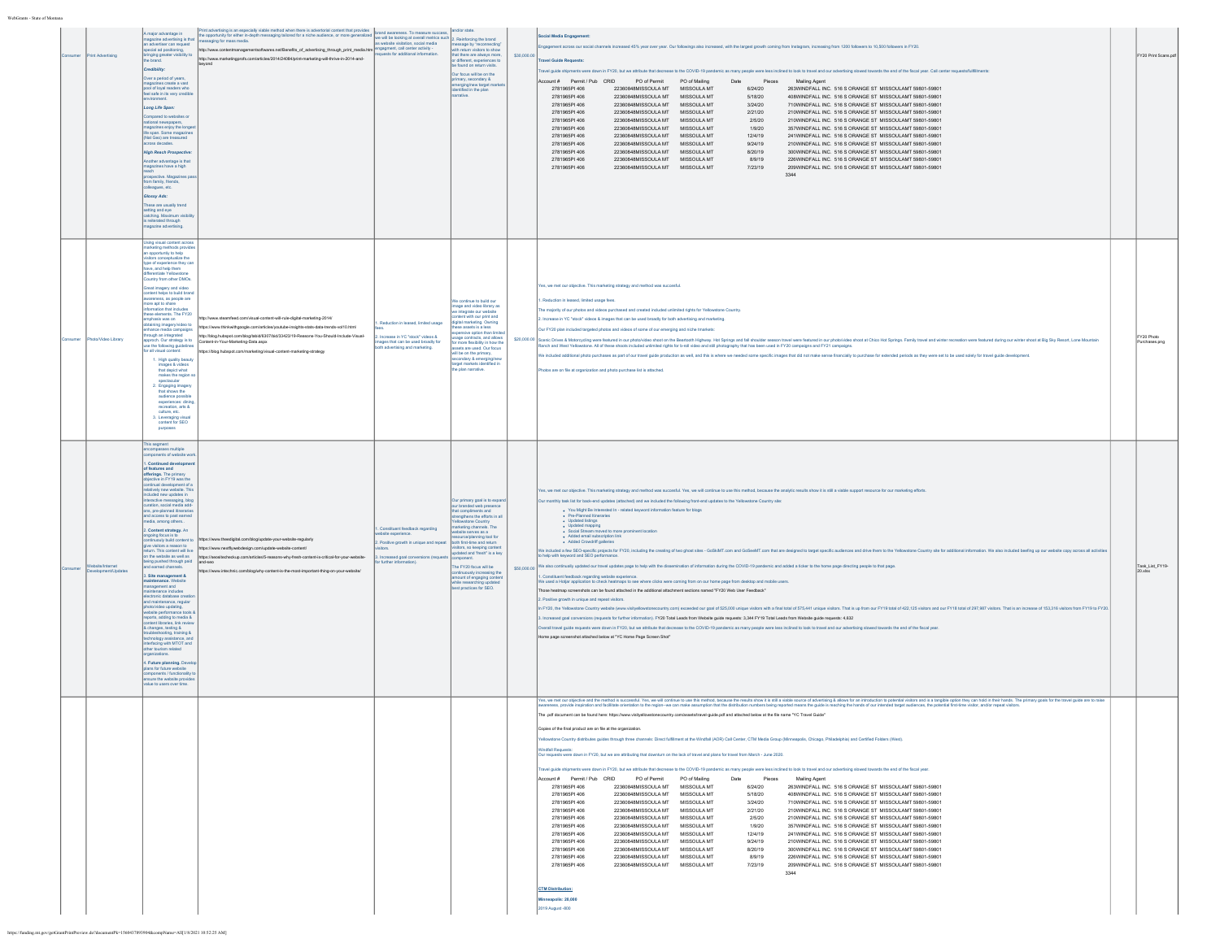| | | | | | | | | |
|---|---|---|---|---|---|---|---|---|
| Consumer | Print Advertising | A major advantage in magazine advertising is that an advertiser can request special ad positioning, bringing greater visibility to the brand. **Credibility:** Over a period of years, magazines create a vast pool of loyal readers who feel safe in its very credible environment. **Long Life Span:** Compared to websites or national newspapers, magazines enjoy the longest life span. Some magazines (Nat Geo) are treasured across decades. **High Reach Prospective:** Another advantage is that magazines have a high reach prospective. Magazines pass from family, friends, colleagues, etc. **Glossy Ads:** These are usually trend setting and eye catching. Maximum visibility is reiterated through magazine advertising. | Print advertising is an especially viable method when there is advertorial content that provides the opportunity for either in-depth messaging tailored for a niche audience, or more generalized messaging for mass media. http://www.contentmanagementsoftwares.net/Benefits_of_advertising_through_print_media.htm http://www.marketingprofs.com/articles/2014/24084/print-marketing-will-thrive-in-2014-and-beyond | Brand awareness. To measure success, we will be looking at overall metrics such as website visitation, social media engagement, call center activity - requests for additional information. | and/or state. 3. Reinforcing the brand message by "reconnecting" with return visitors to show that there are always more, or different, experiences to be found on return visits. Our focus will be on the primary, secondary & emerging/new target markets identified in the plan narrative. | $30,000.00 | **Social Media Engagement:** Engagement across our social channels increased 45% year over year. Our followings also increased, with the largest growth coming from Instagram, increasing from 1200 followers to 10,500 followers in FY20. **Travel Guide Requests:** Travel guide shipments were down in FY20, but we attribute that decrease to the COVID-19 pandemic as many people were less inclined to look to travel and our advertising slowed towards the end of the fiscal year. Call center requests/fulfillments: Account # Permit / Pub CRID PO of Permit PO of Mailing Date Pieces Mailing Agent<br>2781965 PI 406 22360848 MISSOULA MT MISSOULA MT 6/24/20 263 WINDFALL INC. 516 S ORANGE ST MISSOULA MT 59801-59801<br>2781965 PI 406 22360848 MISSOULA MT MISSOULA MT 5/18/20 408 WINDFALL INC. 516 S ORANGE ST MISSOULA MT 59801-59801<br>2781965 PI 406 22360848 MISSOULA MT MISSOULA MT 3/24/20 710 WINDFALL INC. 516 S ORANGE ST MISSOULA MT 59801-59801<br>2781965 PI 406 22360848 MISSOULA MT MISSOULA MT 2/21/20 210 WINDFALL INC. 516 S ORANGE ST MISSOULA MT 59801-59801<br>2781965 PI 406 22360848 MISSOULA MT MISSOULA MT 2/5/20 210 WINDFALL INC. 516 S ORANGE ST MISSOULA MT 59801-59801<br>2781965 PI 406 22360848 MISSOULA MT MISSOULA MT 1/9/20 357 WINDFALL INC. 516 S ORANGE ST MISSOULA MT 59801-59801<br>2781965 PI 406 22360848 MISSOULA MT MISSOULA MT 12/4/19 241 WINDFALL INC. 516 S ORANGE ST MISSOULA MT 59801-59801<br>2781965 PI 406 22360848 MISSOULA MT MISSOULA MT 9/24/19 210 WINDFALL INC. 516 S ORANGE ST MISSOULA MT 59801-59801<br>2781965 PI 406 22360848 MISSOULA MT MISSOULA MT 8/20/19 300 WINDFALL INC. 516 S ORANGE ST MISSOULA MT 59801-59801<br>2781965 PI 406 22360848 MISSOULA MT MISSOULA MT 8/9/19 226 WINDFALL INC. 516 S ORANGE ST MISSOULA MT 59801-59801<br>2781965 PI 406 22360848 MISSOULA MT MISSOULA MT 7/23/19 209 WINDFALL INC. 516 S ORANGE ST MISSOULA MT 59801-59801<br>3344 | | FY20 Print Scans.pdf |
| Consumer | Photo/Video Library | Using visual content across marketing methods provides an opportunity to help visitors conceptualize the type of experience they can have, and help them differentiate Yellowstone Country from other DMOs. Great imagery and video content helps to build brand awareness, as people are more apt to share information that includes these elements. The FY20 emphasis was on obtaining imagery/video to enhance media campaigns through an integrated approach. Our strategy is to use the following guidelines for all visual content: 1. High quality beauty images & videos that depict what makes the region so spectacular 2. Engaging imagery that shows the audience possible experiences: dining, recreation, arts & culture, etc. 3. Leveraging visual content for SEO purposes | http://www.steamfeed.com/visual-content-will-rule-digital-marketing-2014/ https://www.thinkwithgoogle.com/articles/youtube-insights-stats-data-trends-vol10.html http://blog.hubspot.com/blog/tabid/6307/bid/33423/19-Reasons-You-Should-Include-Visual-Content-in-Your-Marketing-Data.aspx https://blog.hubspot.com/marketing/visual-content-marketing-strategy | 1. Reduction in leased, limited usage fees. 2. Increase in YC "stock" videos & images that can be used broadly for both advertising and marketing. | We continue to build our image and video library as we integrate our website content with our print and digital marketing. Owning these assets is a less expensive option than limited usage contracts, and allows for more flexibility in how the assets are used. Our focus will be on the primary, secondary & emerging/new target markets identified in the plan narrative. | $20,000.00 | Yes, we met our objective. This marketing strategy and method was successful. 1. Reduction in leased, limited usage fees. The majority of our photos and videos purchased and created included unlimited rights for Yellowstone Country. 2. Increase in YC "stock" videos & images that can be used broadly for both advertising and marketing. Our FY20 plan included targeted photos and videos of some of our emerging and niche markets: Scenic Drives & Motorcycling were featured in our photo/video shoot on the Beartooth Highway. Hot Springs and fall shoulder season travel were featured in our photo/video shoot at Chico Hot Springs. Family travel and winter recreation were featured during our winter shoot at Big Sky Resort, Lone Mountain Ranch and West Yellowstone. All of these shoots included unlimited rights for b-roll video and still photography that has been used in FY20 campaigns and FY21 campaigns. We included additional photo purchases as part of our travel guide production as well, and this is where we needed some specific images that did not make sense financially to purchase for extended periods as they were set to be used solely for travel guide development. Photos are on file at organization and photo purchase list is attached. | | FY20 Photo Purchases.png |
| Consumer | Website/Internet Development/Updates | This segment encompasses multiple components of website work. 1. **Continued development of features and offerings.** The primary objective in FY19 was the continual development of a relatively new website. This included new updates in interactive messaging, blog curation, social media add-ons, pre-planned itineraries and access to past earned media, among others. 2. **Content strategy.** An ongoing focus is to continuously build content to give visitors a reason to return. This content will live on the website as well as being pushed through paid and earned channels. 3. **Site management & maintenance.** Website management and maintenance includes electronic database creation and maintenance, regular photo/video updating, website performance tools & reports, adding to media & content libraries, link review & changes, testing & troubleshooting, training & technology assistance, and interfacing with MTOT and other tourism related organizations. 4. **Future planning.** Develop plans for future website components / functionality to ensure the website provides value to users over time. | https://www.threedigital.com/blog/update-your-website-regularly https://www.nextflywebdesign.com/update-website-content/ https://seoetechecksup.com/articles/5-reasons-why-fresh-content-is-critical-for-your-website-and-seo https://www.infechnic.com/blog/why-content-is-the-most-important-thing-on-your-website/ | 1. Constituent feedback regarding website experience. 2. Positive growth in unique and repeat visitors. 3. Increased goal conversions (requests for further information). | Our primary goal is to expand our branded web presence that compliments and strengthens the efforts in all Yellowstone Country marketing channels. The website serves as a resource/planning tool for both first-time and return visitors, so keeping content updated and "fresh" is a key component. The FY20 focus will be continuously increasing the amount of engaging content while researching updated best practices for SEO. | $50,000.00 | Yes, we met our objective. This marketing strategy and method was successful. Yes, we will continue to use this method, because the analytic results show it is still a viable support resource for our marketing efforts. Our monthly task list for back-end updates (attached) and we included the following front-end updates to the Yellowstone Country site: • You Might Be Interested In - related keyword information feature for blogs • Pre-Planned Itineraries • Updated listings • Updated mapping • Social Stream moved to more prominent location • Added email subscription link • Added Crowdriff galleries We included a few SEO-specific projects for FY20, including the creating of two ghost sites - GoSkiMT.com and GoSeeMT.com that are designed to target specific audiences and drive them to the Yellowstone Country site for additional information. We also included beefing up our website copy across all activities to help with keyword and SEO performance. We also continually updated our travel updates page to help with the dissemination of information during the COVID-19 pandemic and added a ticker to the home page directing people to that page. 1. Constituent feedback regarding website experience. We used a Hotjar application to check heatmaps to see where clicks were coming from on our home page from desktop and mobile users. Those heatmap screenshots can be found attached in the additional attachment sections named "FY20 Web User Feedback" 2. Positive growth in unique and repeat visitors. In FY20, the Yellowstone Country website (www.visityellowstonecountry.com) exceeded our goal of 525,000 unique visitors with a final total of 575,441 unique visitors. That is up from our FY19 total of 422,125 visitors and our FY18 total of 297,987 visitors. That is an increase of 153,316 visitors from FY19 to FY20. 3. Increased goal conversions (requests for further information). FY20 Total Leads from Website guide requests: 3,344 FY19 Total Leads from Website guide requests: 4,632 Overall travel guide requests were down in FY20, but we attribute that decrease to the COVID-19 pandemic as many people were less inclined to look to travel and our advertising slowed towards the end of the fiscal year. Home page screenshot attached below at "YC Home Page Screen Shot" | | Task_List_FY19-20.xlsx |
| | | | | | | | Yes, we met our objective and the method is successful. Yes, we will continue to use this method, because the results show it is still a viable source of advertising & allows for an introduction to potential visitors and is a tangible option they can hold in their hands. The primary goals for the travel guide are to raise awareness, provide inspiration and facilitate orientation to the region--we can make assumption that the distribution numbers being reported means the guide is reaching the hands of our intended target audiences, the potential first-time visitor, and/or repeat visitors. The .pdf document can be found here: https://www.visityellowstonecountry.com/assets/travel-guide.pdf and attached below at the file name "YC Travel Guide" Copies of the final product are on file at the organization. Yellowstone Country distributes guides through three channels: Direct fulfillment at the Windfall (ADR) Call Center, CTM Media Group (Minneapolis, Chicago, Philadelphia) and Certified Folders (West). Windfall Requests: Our requests were down in FY20, but we are attributing that downturn on the lack of travel and plans for travel from March - June 2020. Travel guide shipments were down in FY20, but we attribute that decrease to the COVID-19 pandemic as many people were less inclined to look to travel and our advertising slowed towards the end of the fiscal year. Account # Permit / Pub CRID PO of Permit PO of Mailing Date Pieces Mailing Agent<br>2781965 PI 406 22360848 MISSOULA MT MISSOULA MT 6/24/20 263 WINDFALL INC. 516 S ORANGE ST MISSOULA MT 59801-59801<br>2781965 PI 406 22360848 MISSOULA MT MISSOULA MT 5/18/20 408 WINDFALL INC. 516 S ORANGE ST MISSOULA MT 59801-59801<br>2781965 PI 406 22360848 MISSOULA MT MISSOULA MT 3/24/20 710 WINDFALL INC. 516 S ORANGE ST MISSOULA MT 59801-59801<br>2781965 PI 406 22360848 MISSOULA MT MISSOULA MT 2/21/20 210 WINDFALL INC. 516 S ORANGE ST MISSOULA MT 59801-59801<br>2781965 PI 406 22360848 MISSOULA MT MISSOULA MT 2/5/20 210 WINDFALL INC. 516 S ORANGE ST MISSOULA MT 59801-59801<br>2781965 PI 406 22360848 MISSOULA MT MISSOULA MT 1/9/20 357 WINDFALL INC. 516 S ORANGE ST MISSOULA MT 59801-59801<br>2781965 PI 406 22360848 MISSOULA MT MISSOULA MT 12/4/19 241 WINDFALL INC. 516 S ORANGE ST MISSOULA MT 59801-59801<br>2781965 PI 406 22360848 MISSOULA MT MISSOULA MT 9/24/19 210 WINDFALL INC. 516 S ORANGE ST MISSOULA MT 59801-59801<br>2781965 PI 406 22360848 MISSOULA MT MISSOULA MT 8/20/19 300 WINDFALL INC. 516 S ORANGE ST MISSOULA MT 59801-59801<br>2781965 PI 406 22360848 MISSOULA MT MISSOULA MT 8/9/19 226 WINDFALL INC. 516 S ORANGE ST MISSOULA MT 59801-59801<br>2781965 PI 406 22360848 MISSOULA MT MISSOULA MT 7/23/19 209 WINDFALL INC. 516 S ORANGE ST MISSOULA MT 59801-59801<br>3344 **CTM Distribution:** **Minneapolis: 20,000** 2019 August -900 | | |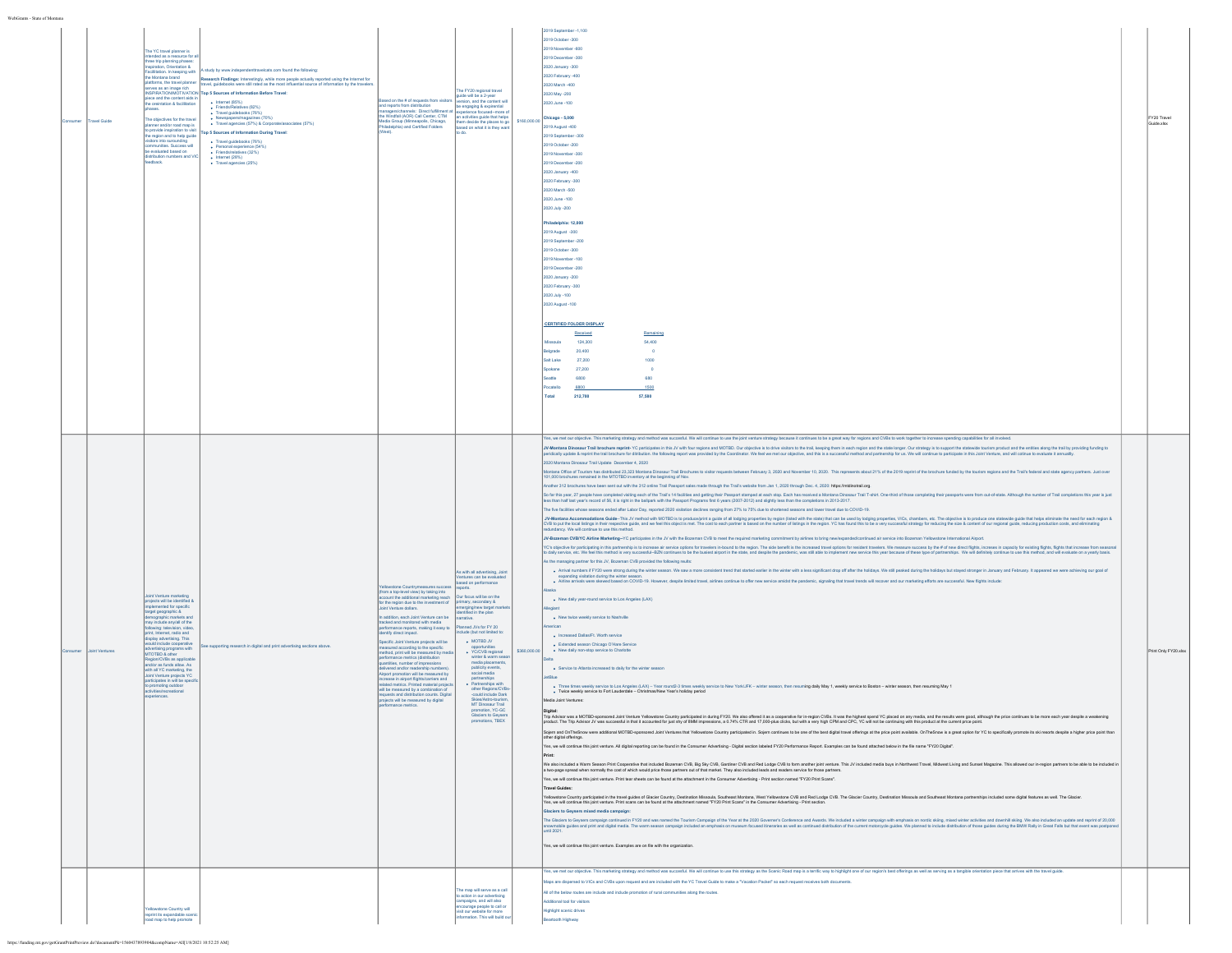| | | | | | | | | | |
|---|---|---|---|---|---|---|---|---|---|
| Consumer | Travel Guide | The YC travel planner is intended as a resource for all three trip planning phases: Inspiration, Orientation & Facilitation. In keeping with the Montana brand platforms, the travel planner serves as an image rich INSPIRATION/MOTIVATION piece and the content aids in the orientation & facilitation phases. The objectives for the travel planner and/or road map is to provide inspiration to visit the region and to help guide visitors into surrounding communities. Success will be evaluated based on distribution numbers and VIC feedback. | A study by www.independenttravelcats.com found the following: **Research Findings:** Interestingly, while more people actually reported using the Internet for travel, guidebooks were still rated as the most influential source of information by the travelers. **Top 5 Sources of Information Before Travel:** Internet (85%); Friends/Relatives (82%); Travel guidebooks (76%); Newspapers/magazines (70%); Travel agencies (57%) & Corporate/associates (57%). **Top 5 Sources of Information During Travel:** Travel guidebooks (76%); Personal experience (54%); Friends/relatives (32%); Internet (26%); Travel agencies (25%) | Based on the # of requests from visitors and reports from distribution managers/channels: Direct fulfillment at the Windfall (AOR) Call Center, CTM Media Group (Minneapolis, Chicago, Philadelphia) and Certified Folders (West). | The FY20 regional travel guide will be a 2-year version, and the content will be engaging & experiential experience focused--more of an activities guide that helps them decide the places to go based on what it is they want to do. | $160,000.00 | 2019 September -1,100<br>2019 October -300<br>2019 November -600<br>2019 December -200<br>2020 January -300<br>2020 February -400<br>2020 March -400<br>2020 May -200<br>2020 June -100<br><br>**Chicago - 5,000**<br>2019 August -400<br>2019 September -300<br>2019 October -200<br>2019 November -300<br>2019 December -200<br>2020 January -400<br>2020 February -300<br>2020 March -500<br>2020 June -100<br>2020 July -200<br><br>**Philadelphia: 12,000**<br>2019 August -300<br>2019 September -200<br>2019 October -300<br>2019 November -100<br>2019 December -200<br>2020 January -300<br>2020 February -300<br>2020 July -100<br>2020 August -100<br><br>**CERTIFIED FOLDER DISPLAY**<br>Received / Remaining<br>Missoula 124,300 / 54,400<br>Belgrade 20,400 / 0<br>Salt Lake 27,200 / 1000<br>Spokane 27,200 / 0<br>Seattle 6800 / 680<br>Pocatello 6800 / 1500<br>**Total 212,700 / 57,580** | | FY20 Travel Guide.xlsx |
| Consumer | Joint Ventures | Joint Venture marketing projects will be identified & implemented for specific target geographic & demographic markets and may include any/all of the following: television, video, print, internet, radio and display advertising. This would include cooperative advertising programs with MOTBD & other Region/CVBs as applicable and/or as funds allow. As with all YC marketing, the Joint Venture projects YC participates in will be specific to promoting outdoor activities/recreational experiences. | See supporting research in digital and print advertising sections above. | Yellowstone Country measures success (from a top-level view) by taking into account the additional marketing reach for the region due to the investment of Joint Venture dollars. In addition, each Joint Venture can be tracked and monitored with media performance reports, making it easy to identify direct impact. Specific Joint Venture projects will be measured according to the specific method, print will be measured by media performance metrics (distribution quantities, number of impressions delivered and/or readership numbers). Airport promotion will be measured by increase in airport flights/carriers and related metrics. Printed material projects will be measured by a combination of requests and distribution counts. Digital projects will be measured by digital performance metrics. | As with all advertising, Joint Ventures can be evaluated based on performance reports. Our focus will be on the primary, secondary & emerging/new target markets identified in the plan narrative. Planned JVs for FY 20 include (but not limited to: MOTBD JV opportunities; YC/CVB regional winter & warm season media placements, publicity events, social media partnerships; Partnerships with other Regions/CVBs--could include Dark Skies/Astro-tourism, MT Dinosaur Trail promotion, YC-GC Glaciers to Geysers promotions, TBEX | $360,000.00 | Yes, we met our objective. This marketing strategy and method was successful. We will continue to use the joint venture strategy because it continues to be a great way for regions and CVBs to work together to increase spending capabilities for all involved.<br><br>**JV-Montana Dinosaur Trail brochure reprint**- YC participates in this JV with four regions and MOTBD. Our objective is to drive visitors to the trail, keeping them in each region and the state longer. Our strategy is to support the statewide tourism product and the entities along the trail by providing funding to periodically update & reprint the trail brochure for distribution. the following report was provided by the Coordinator. We feel we met our objective, and this is a successful method and partnership for us. We will continue to participate in this Joint Venture, and will continue to evaluate it annually.<br><br>2020 Montana Dinosaur Trail Update: December 4, 2020<br><br>Montana Office of Tourism has distributed 23,323 Montana Dinosaur Trail Brochures to visitor requests between February 3, 2020 and November 10, 2020. This represents about 21% of the 2019 reprint of the brochure funded by the tourism regions and the Trail's federal and state agency partners. Just over 101,000 brochures remained in the MTOTBD inventory at the beginning of Nov.<br><br>Another 312 brochures have been sent out with the 312 online Trail Passport sales made through the Trail's website from Jan 1, 2020 through Dec. 4, 2020: https://mtdinotrail.org.<br><br>So far this year, 27 people have completed visiting each of the Trail's 14 facilities and getting their Passport stamped at each stop. Each has received a Montana Dinosaur Trail T-shirt. One-third of those completing their passports were from out-of-state. Although the number of Trail completions this year is just less than half last year's record of 56, it is right in the ballpark with the Passport Programs first 6 years (2007-2012) and slightly less than the completions in 2013-2017.<br><br>The five facilities whose seasons ended after Labor Day, reported 2020 visitation declines ranging from 27% to 75% due to shortened seasons and lower travel due to COVID-19.<br><br>**JV-Montana Accommodations Guide**- This JV method with MOTBD is to produce/print a guide of all lodging properties by region (listed with the state) that can be used by lodging properties, VICs, chambers, etc. The objective is to produce one statewide guide that helps eliminate the need for each region & CVB to put the local listings in their respective guide, and we feel this object is met. The cost to each partner is based on the number of listings in the region. YC has found this to be a very successful strategy for reducing the size & content of our regional guide, reducing production costs, and eliminating redundancy. We will continue to use this method.<br><br>**JV-Bozeman CVB/YC Airline Marketing**- YC participates in the JV with the Bozeman CVB to bring the required marketing commitment by airlines to bring new/expanded/continued air service into Bozeman Yellowstone International Airport.<br><br>YC's objective for participating in this partnership is to increase air service options for travelers in-bound to the region. The side benefit is the increased travel options for resident travelers. We measure success by the # of new direct flights, increases in capacity for existing flights, flights that increase from seasonal to daily service, etc. We feel this method is very successful--BZN continues to be the busiest airport in the state, and despite the pandemic, was still able to implement new service this year because of these type of partnerships. We will definitely continue to use this method, and will evaluate on a yearly basis.<br><br>As the managing partner for this JV, Bozeman CVB provided the following results:<br>- Arrival numbers if FY20 were strong during the winter season. We saw a more consistent trend that started earlier in the winter with a less significant drop off after the holidays. We still peaked during the holidays but stayed stronger in January and February. It appeared we were achieving our goal of expanding visitation during the winter season.<br>- Airline arrivals were skewed based on COVID-19. However, despite limited travel, airlines continue to offer new service amidst the pandemic, signaling that travel trends will recover and our marketing efforts are successful. New flights include:<br><br>Alaska<br>- New daily year-round service to Los Angeles (LAX)<br><br>Allegiant<br>- New twice weekly service to Nashville<br><br>American<br>- Increased Dallas/Ft. Worth service<br>- Extended season Chicago O'Hare Service<br>- New daily non-stop service to Charlotte<br><br>Delta<br>- Service to Atlanta increased to daily for the winter season<br><br>JetBlue<br>- Three times weekly service to Los Angeles (LAX) – Year round/2-3 times weekly service to New York/JFK – winter season, then resuming daily May 1, weekly service to Boston – winter season, then resuming May 1<br>- Twice weekly service to Fort Lauderdale – Christmas/New Year's holiday period<br><br>Media Joint Ventures:<br><br>**Digital:**<br>Trip Advisor was a MOTBD-sponsored Joint Venture Yellowstone Country participated in during FY20. We also offered it as a cooperative for in-region CVBs. It was the highest spend YC placed on any media, and the results were good, although the price continues to be more each year despite a weakening product. The Trip Advisor JV was successful in that it accounted for just shy of 8MM impressions, a 0.74% CTR and 17,000-plus clicks, but with a very high CPM and CPC, YC will not be continuing with this product at the current price point.<br><br>Sojern and OnTheSnow were additional MOTBD-sponsored Joint Ventures that Yellowstone Country participated in. Sojern continues to be one of the best digital travel offerings at the price point available. OnTheSnow is a great option for YC to specifically promote its ski resorts despite a higher price point than other digital offerings.<br><br>Yes, we will continue this joint venture. All digital reporting can be found in the Consumer Advertising - Digital section labeled FY20 Performance Report. Examples can be found attached below in the file name "FY20 Digital".<br><br>**Print:**<br>We also included a Warm Season Print Cooperative that included Bozeman CVB, Big Sky CVB, Gardiner CVB and Red Lodge CVB to form another joint venture. This JV included media buys in Northwest Travel, Midwest Living and Sunset Magazine. This allowed our in-region partners to be able to be included in a two-page spread when normally the cost of which would price those partners out of that market. They also included leads and readers service for those partners.<br><br>Yes, we will continue this joint venture. Print tear sheets can be found at the attachment in the Consumer Advertising - Print section named "FY20 Print Scans".<br><br>**Travel Guides:**<br>Yellowstone Country participated in the travel guides of Glacier Country, Destination Missoula, Southeast Montana, West Yellowstone CVB and Red Lodge CVB. The Glacier Country, Destination Missoula and Southeast Montana partnerships included some digital features as well. The Glacier.<br>Yes, we will continue this joint venture. Print scans can be found at the attachment named "FY20 Print Scans" in the Consumer Advertising - Print section.<br><br>**Glaciers to Geysers mixed media campaign:**<br>The Glaciers to Geysers campaign continued in FY20 and was named the Tourism Campaign of the Year at the 2020 Governor's Conference and Awards. We included a winter campaign with emphasis on nordic skiing, mixed winter activities and downhill skiing. We also included an update and reprint of 20,000 snowmobile guides and print and digital media. The warm season campaign included an emphasis on museum focused itineraries as well as continued distribution of the current motorcycle guides. We planned to include distribution of those guides during the BMW Rally in Great Falls but that event was postponed until 2021.<br><br>Yes, we will continue this joint venture. Examples are on file with the organization. | | Print Only FY20.xlsx |
| | | Yellowstone Country will reprint its expandable scenic road map to help promote | | | The map will serve as a call to action in our advertising campaigns, and will also encourage people to call or visit our website for more information. This will build our | | Yes, we met our objective. This marketing strategy and method was successful. We will continue to use this strategy as the Scenic Road map is a terrific way to highlight one of our region's best offerings as well as serving as a tangible orientation piece that arrives with the travel guide.<br><br>Maps are dispersed to VICs and CVBs upon request and are included with the YC Travel Guide to make a "Vacation Packet" so each request receives both documents.<br><br>All of the below routes are include and include promotion of rural communities along the routes.<br><br>Additional tool for visitors<br>Highlight scenic drives<br>Beartooth Highway | | |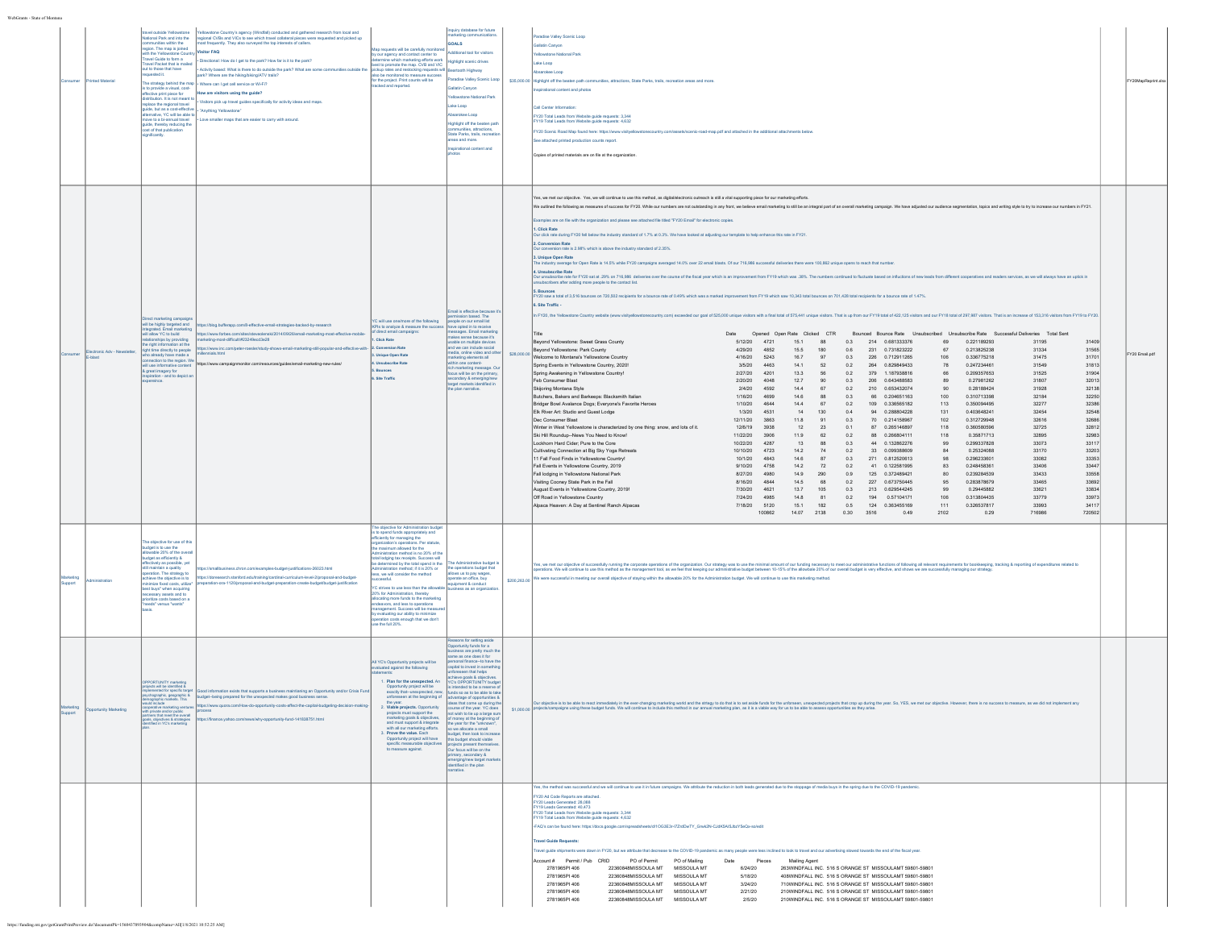| Category | Method | Description | Supporting Research | Measurement | Why | Budget | Results | Attachment |
|---|---|---|---|---|---|---|---|---|
| Consumer | Printed Material | travel outside Yellowstone National Park and into the communities within the region. The map is joined with the Yellowstone Country Travel Guide to form a Travel Packet that is mailed out to those that have requested it.<br><br>The strategy behind the map is to provide a visual, cost-effective print piece for distribution. It is not meant to replace the regional travel guide, but as a cost-effective alternative, YC will be able to move to a bi-annual travel guide, thereby reducing the cost of that publication significantly. | Yellowstone Country's agency (Windfall) conducted and gathered research from local and regional CVBs and VICs to see which travel collateral pieces were requested and picked up most frequently. They also surveyed the top interests of callers.<br><br>**Visitor FAQ**<br>• Directional: How do I get to the park? How far is it to the park?<br>• Activity based: What is there to do outside the park? What are some communities outside the park? Where are the hiking/biking/ATV trails?<br>• Where can I get cell service or Wi-Fi?<br>**How are visitors using the guide?**<br>• Visitors pick up travel guides specifically for activity ideas and maps.<br>• "Anything Yellowstone"<br>• Love smaller maps that are easier to carry with around. | Map requests will be carefully monitored by our agency and contact center to determine which marketing efforts work best to promote the map. CVB and VIC pickup rates and restocking requests will also be monitored to measure success for the project. Print counts will be tracked and reported. | Inquiry database for future marketing communications.<br>**GOALS**<br>Additional tool for visitors<br>Highlight scenic drives<br>Beartooth Highway<br>Paradise Valley Scenic Loop<br>Gallatin Canyon<br>Yellowstone National Park<br>Lake Loop<br>Absarokee Loop<br>Highlight off the beaten path communities, attractions, State Parks, trails, recreation areas and more.<br>Inspirational content and photos | $35,000.00 | Paradise Valley Scenic Loop<br>Gallatin Canyon<br>Yellowstone National Park<br>Lake Loop<br>Absarokee Loop<br>Highlight off the beaten path communities, attractions, State Parks, trails, recreation areas and more.<br>Inspirational content and photos<br><br>Call Center Information:<br>FY20 Total Leads from Website guide requests: 3,344<br>FY19 Total Leads from Website guide requests: 4,632<br><br>FY20 Scenic Road Map found here: https://www.visityellowstonecountry.com/assets/scenic-road-map.pdf and attached in the additional attachments below.<br>See attached printed production counts report.<br><br>Copies of printed materials are on file at the organization. | FY20MapReprint.xlsx |
| Consumer | Electronic Adv - Newsletter, E-blast | Direct marketing campaigns will be highly targeted and integrated. Email marketing will allow YC to build relationships by providing the right information at the right time directly to people who already have made a connection to the region. We will use informative content & great imagery for inspiration - and to depict an experience. | https://blog.bufferapp.com/8-effective-email-strategies-backed-by-research<br>https://www.forbes.com/sites/steveolenski/2014/09/26/email-marketing-most-effective-mobile-marketing-most-difficult/#3349ecd3e28<br>https://www.inc.com/peter-roesler/study-shows-email-marketing-still-popular-and-effective-with-millennials.html<br>https://www.campaignmonitor.com/resources/guides/email-marketing-new-rules/ | YC will use one/more of the following KPIs to analyze & measure the success of direct email campaigns:<br>**1. Click Rate**<br>**2. Conversion Rate**<br>**3. Unique Open Rate**<br>**4. Unsubscribe Rate**<br>**5. Bounces**<br>**6. Site Traffic** | Email is effective because it's permission based. The people on our email list have opted in to receive messages. Email marketing makes sense because it's usable on multiple devices and we can include social media, online video and other marketing elements all within one content-rich marketing message. Our focus will be on the primary, secondary & emerging/new target markets identified in the plan narrative. | $28,000.00 | See results below. | FY20 Email.pdf |

Yes, we met our objective. Yes, we will continue to use this method, as digital/electronic outreach is still a vital supporting piece for our marketing efforts.

We outlined the following as measures of success for FY20. While our numbers are not outstanding in any front, we believe email marketing to still be an integral part of an overall marketing campaign. We have adjusted our audience segmentation, topics and writing style to try to increase our numbers in FY21.

Examples are on file with the organization and please see attached file titled "FY20 Email" for electronic copies.

**1. Click Rate**
Our click rate during FY20 fell below the industry standard of 1.7% at 0.3%. We have looked at adjusting our template to help enhance this rate in FY21.

**2. Conversion Rate**
Our conversion rate is 2.98% which is above the industry standard of 2.35%.

**3. Unique Open Rate**
The industry average for Open Rate is 14.5% while FY20 campaigns averaged 14.0% over 22 email blasts. Of our 716,986 successful deliveries there were 100,862 unique opens to reach that number.

**4. Unsubscribe Rate**
Our unsubscribe rate for FY20 sat at .29% on 716,986 deliveries over the course of the fiscal year which is an improvement from FY19 which was .38%. The numbers continued to fluctuate based on influctions of new leads from different cooperatives and readers services, as we will always have an uptick in unsubscribers after adding more people to the contact list.

**5. Bounces**
FY20 saw a total of 3,516 bounces on 720,502 recipients for a bounce rate of 0.49% which was a marked improvement from FY19 which saw 10,343 total bounces on 701,428 total recipients for a bounce rate of 1.47%.

**6. Site Traffic** -
In FY20, the Yellowstone Country website (www.visityellowstonecountry.com) exceeded our goal of 525,000 unique visitors with a final total of 575,441 unique visitors. That is up from our FY19 total of 422,125 visitors and our FY18 total of 297,987 visitors. That is an increase of 153,316 visitors from FY19 to FY20.

| Title | Date | Opened | Open Rate | Clicked | CTR | Bounced | Bounce Rate | Unsubscribed | Unsubscribe Rate | Successful Deliveries | Total Sent |
|---|---|---|---|---|---|---|---|---|---|---|---|
| Beyond Yellowstone: Sweet Grass County | 5/12/20 | 4721 | 15.1 | 88 | 0.3 | 214 | 0.681333376 | 69 | 0.221188293 | 31195 | 31409 |
| Beyond Yellowstone: Park County | 4/29/20 | 4852 | 15.5 | 180 | 0.6 | 231 | 0.731823222 | 67 | 0.213825238 | 31334 | 31565 |
| Welcome to Montana's Yellowstone Country | 4/16/20 | 5243 | 16.7 | 97 | 0.3 | 226 | 0.712911265 | 106 | 0.336775218 | 31475 | 31701 |
| Spring Events in Yellowstone Country, 2020! | 3/5/20 | 4463 | 14.1 | 52 | 0.2 | 264 | 0.829849433 | 78 | 0.247234461 | 31549 | 31813 |
| Spring Awakening in Yellowstone Country! | 2/27/20 | 4201 | 13.3 | 56 | 0.2 | 379 | 1.187938816 | 66 | 0.209357653 | 31525 | 31904 |
| Feb Consumer Blast | 2/20/20 | 4048 | 12.7 | 90 | 0.3 | 206 | 0.643488583 | 89 | 0.27981262 | 31807 | 32013 |
| Skijoring Montana Style | 2/4/20 | 4592 | 14.4 | 67 | 0.2 | 210 | 0.653432074 | 90 | 0.28188424 | 31928 | 32138 |
| Butchers, Bakers and Barkeeps: Blacksmith Italian | 1/16/20 | 4699 | 14.6 | 88 | 0.3 | 66 | 0.204651163 | 100 | 0.310713398 | 32184 | 32250 |
| Bridger Bowl Avalanche Dogs; Everyone's Favorite Heroes | 1/10/20 | 4644 | 14.4 | 67 | 0.2 | 109 | 0.336565162 | 113 | 0.350094495 | 32277 | 32386 |
| Elk River Art: Studio and Guest Lodge | 1/3/20 | 4531 | 14 | 130 | 0.4 | 94 | 0.288804228 | 131 | 0.403648241 | 32454 | 32548 |
| Dec Consumer Blast | 12/11/20 | 3863 | 11.8 | 91 | 0.3 | 70 | 0.214158967 | 102 | 0.312729948 | 32616 | 32686 |
| Winter in West Yellowstone is characterized by one thing: snow, and lots of it. | 12/6/19 | 3938 | 12 | 23 | 0.1 | 87 | 0.265146897 | 118 | 0.360580596 | 32725 | 32812 |
| Ski Hill Roundup--News You Need to Know! | 11/22/20 | 3906 | 11.9 | 62 | 0.2 | 88 | 0.266804111 | 118 | 0.35871713 | 32895 | 32983 |
| Lockhorn Hard Cider; Pure to the Core | 10/22/20 | 4287 | 13 | 88 | 0.3 | 44 | 0.132862276 | 99 | 0.299337828 | 33073 | 33117 |
| Cultivating Connection at Big Sky Yoga Retreats | 10/10/20 | 4723 | 14.2 | 74 | 0.2 | 33 | 0.099388809 | 84 | 0.25324068 | 33170 | 33203 |
| 11 Fall Food Finds in Yellowstone Country! | 10/1/20 | 4843 | 14.6 | 87 | 0.3 | 271 | 0.812520613 | 98 | 0.296233601 | 33082 | 33353 |
| Fall Events in Yellowstone Country, 2019 | 9/10/20 | 4758 | 14.2 | 72 | 0.2 | 41 | 0.122581995 | 83 | 0.248458361 | 33406 | 33447 |
| Fall lodging in Yellowstone National Park | 8/27/20 | 4980 | 14.9 | 290 | 0.9 | 125 | 0.372489421 | 80 | 0.239284539 | 33433 | 33558 |
| Visiting Cooney State Park in the Fall | 8/16/20 | 4844 | 14.5 | 68 | 0.2 | 227 | 0.673750445 | 95 | 0.283878679 | 33465 | 33692 |
| August Events in Yellowstone Country, 2019! | 7/30/20 | 4621 | 13.7 | 105 | 0.3 | 213 | 0.629544245 | 99 | 0.29445882 | 33621 | 33834 |
| Off Road in Yellowstone Country | 7/24/20 | 4985 | 14.8 | 81 | 0.2 | 194 | 0.57104171 | 106 | 0.313804435 | 33779 | 33973 |
| Alpaca Heaven: A Day at Sentinel Ranch Alpacas | 7/18/20 | 5120 | 15.1 | 182 | 0.5 | 124 | 0.363455169 | 111 | 0.326537817 | 33993 | 34117 |
| | | 100862 | 14.07 | 2138 | 0.30 | 3516 | 0.49 | 2102 | 0.29 | 716986 | 720502 |

| Category | Method | Description | Supporting Research | Measurement | Why | Budget | Results | Attachment |
|---|---|---|---|---|---|---|---|---|
| Marketing Support | Administration | The objective for use of this budget is to use the allowable 20% of the overall budget as efficiently & effectively as possible, yet still maintain a quality operation. The strategy to achieve the objective is to minimize fixed costs, utilize "best buys" when acquiring necessary assets and to prioritize costs based on a "needs" versus "wants" basis. | https://smallbusiness.chron.com/examples-budget-justifications-26023.html<br>https://doresearch.stanford.edu/training/cardinal-curriculum-level-2/proposal-and-budget-preparation-prs-1120/proposal-and-budget-preparation-create-budget/budget-justification | The objective for Administration budget is to spend funds appropriately and efficiently for managing the organization's operations. Per statute, the maximum allowed for the Administration method is no 20% of the total lodging tax receipts. Success will be determined by the total spend in the Administration method; if it is 20% or less, we will consider the method successful.<br><br>YC strives to use less than the allowable 20% for Administration, thereby allocating more funds to the marketing endeavors, and less to operations management. Success will be measured by evaluating our ability to minimize operation costs enough that we don't use the full 20%. | The Administrative budget is the operations budget that allows us to pay wages, operate an office, buy equipment & conduct business as an organization. | $200,263.00 | Yes, we met our objective of successfully running the corporate operations of the organization. Our strategy was to use the minimal amount of our funding necessary to meet our administrative functions of following all relevant requirements for bookkeeping, tracking & reporting of expenditures related to operations. We will continue to use this method as the management tool, as we feel that keeping our administrative budget between 10-15% of the allowable 20% of our overall budget is very effective, and shows we are successfully managing our strategy.<br>We were successful in meeting our overall objective of staying within the allowable 20% for the Administration budget. We will continue to use this marketing method. | |
| Marketing Support | Opportunity Marketing | OPPORTUNITY marketing projects will be identified & implemented for specific target psychographic, geographic & demographic markets. This would include cooperative marketing ventures with private and/or public partners that meet the overall goals, objectives & strategies identified in YC's marketing plan. | Good information exists that supports a business maintaining an Opportunity and/or Crisis Fund budget--being prepared for the unexpected makes good business sense.<br>https://www.quora.com/How-do-opportunity-costs-affect-the-capital-budgeting-decision-making-process<br>https://finance.yahoo.com/news/why-opportunity-fund-141628751.html | All YC's Opportunity projects will be evaluated against the following statements:<br>1. **Plan for the unexpected.** An Opportunity project will be exactly that--unexpected, new, unforeseen at the beginning of the year.<br>2. **Viable projects.** Opportunity projects must support the marketing goals & objectives, and must support & integrate with all our marketing efforts.<br>3. **Prove the value.** Each Opportunity project will have specific measurable objectives to measure against. | Reasons for setting aside Opportunity funds for a business are pretty much the same as one does it for personal finance--to have the capital to invest in something unforeseen that helps achieve goals & objectives. YC's OPPORTUNITY budget is intended to be a reserve of funds so as to be able to take advantage of opportunities & ideas that come up during the course of the year. YC does not wish to tie up a large sum of money at the beginning of the year for the "unknown", so we allocate a small budget, then look to increase the budget should viable projects present themselves. Our focus will be on the primary, secondary & emerging/new target markets identified in the plan narrative. | $1,000.00 | Our objective is to be able to react immediately in the ever-changing marketing world and the strategy to do that is to set aside funds for the unforeseen, unexpected projects that crop up during the year. So, YES, we met our objective. However, there is no success to measure, as we did not implement any projects/campaigns using these budget funds. We will continue to include this method in our annual marketing plan, as it is a viable way for us to be able to assess opportunities as they arise. | |

Yes, the method was successful and we will continue to use it in future campaigns. We attribute the reduction in both leads generated due to the stoppage of media buys in the spring due to the COVID-19 pandemic.

FY20 Ad Code Reports are attached.
FY20 Leads Generated: 28,068
FY19 Leads Generated: 40,473
FY20 Total Leads from Website guide requests: 3,344
FY19 Total Leads from Website guide requests: 4,632

-FAQ's can be found here: https://docs.google.com/spreadsheets/d/1OG2E3r-i7ZtdDeTY_Gne62N-CJdKBAILfdaYSeQa-no/edit

**Travel Guide Requests:**

Travel guide shipments were down in FY20, but we attribute that decrease to the COVID-19 pandemic as many people were less inclined to look to travel and our advertising slowed towards the end of the fiscal year.

| Account # | Permit / Pub | CRID | PO of Permit | PO of Mailing | Date | Pieces | Mailing Agent |
|---|---|---|---|---|---|---|---|
| 2781965 | PI 406 | 22360848 | MISSOULA MT | MISSOULA MT | 6/24/20 | 263 | WINDFALL INC. 516 S ORANGE ST MISSOULAMT 59801-59801 |
| 2781965 | PI 406 | 22360848 | MISSOULA MT | MISSOULA MT | 5/18/20 | 408 | WINDFALL INC. 516 S ORANGE ST MISSOULAMT 59801-59801 |
| 2781965 | PI 406 | 22360848 | MISSOULA MT | MISSOULA MT | 3/24/20 | 710 | WINDFALL INC. 516 S ORANGE ST MISSOULAMT 59801-59801 |
| 2781965 | PI 406 | 22360848 | MISSOULA MT | MISSOULA MT | 2/21/20 | 210 | WINDFALL INC. 516 S ORANGE ST MISSOULAMT 59801-59801 |
| 2781965 | PI 406 | 22360848 | MISSOULA MT | MISSOULA MT | 2/5/20 | 210 | WINDFALL INC. 516 S ORANGE ST MISSOULAMT 59801-59801 |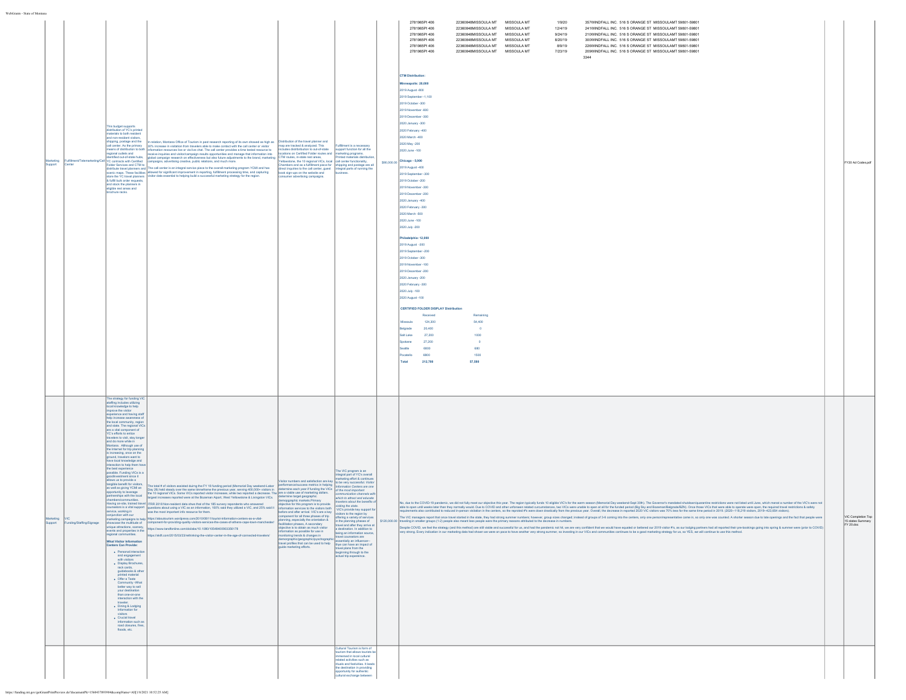| Marketing Support | Fulfillment/Telemarketing/Call Center | This budget supports distribution of YC's printed materials to both resident and non-resident visitors, shipping, postage and the call center. As the primary means of distribution to both regional outlets and identified out-of-state hubs, YC contracts with Certified Folder Services and CTM to distribute travel planners and scenic maps. These facilities store the YC travel planners & fulfill bulk order requests, and stock the planners in eligible rest areas and brochure racks. | In relation, Montana Office of Tourism is past research reporting of its own showed as high as 30% increase in visitation from travelers able to make contact with the call center or visitor information resources live or via live chat. The call center provides a time tested resource to receive inquiries and visitor/campaign results opportunities and manage that information into global campaign research on effectiveness but also future adjustments to the brand, marketing campaigns, advertising creative, public relations, and much more. The call center is an integral service piece to the overall marketing program. YCMI and has allowed for significant improvement in reporting, fulfillment processing time, and capturing visitor data essential to helping build a successful marketing strategy for the region. | Distribution of the travel planner and map are tracked & analyzed. This includes distribution to out-of-state locations on Certified Folder routes and CTM routes, in-state rest areas, Yellowstone, the 10 regional VICs, local Chambers and as a fulfillment piece for direct inquiries to the call center, guest book sign-ups on the website and consumer advertising campaigns. | Fulfillment is a necessary support function for all the marketing programs. Printed materials distribution, call center functionality, shipping and postage are all integral parts of running the business. | $90,000.00 | (see below) | FY20 Ad Codes.pdf |
|---|---|---|---|---|---|---|---|---|

2781965PI 406 22360848MISSOULA MT MISSOULA MT 1/9/20 357WINDFALL INC. 516 S ORANGE ST MISSOULAMT 59801-59801
2781965PI 406 22360848MISSOULA MT MISSOULA MT 12/4/19 241WINDFALL INC. 516 S ORANGE ST MISSOULAMT 59801-59801
2781965PI 406 22360848MISSOULA MT MISSOULA MT 9/24/19 210WINDFALL INC. 516 S ORANGE ST MISSOULAMT 59801-59801
2781965PI 406 22360848MISSOULA MT MISSOULA MT 8/20/19 300WINDFALL INC. 516 S ORANGE ST MISSOULAMT 59801-59801
2781965PI 406 22360848MISSOULA MT MISSOULA MT 8/9/19 226WINDFALL INC. 516 S ORANGE ST MISSOULAMT 59801-59801
2781965PI 406 22360848MISSOULA MT MISSOULA MT 7/23/19 209WINDFALL INC. 516 S ORANGE ST MISSOULAMT 59801-59801
3344

**CTM Distribution:**

**Minneapolis: 20,000**
2019 August -600
2019 September -1,100
2019 October -300
2019 November -600
2019 December -300
2020 January -300
2020 February -400
2020 March -400
2020 May -250
2020 June -100

**Chicago - 5,000**
2019 August -400
2019 September -300
2019 October -200
2019 November -200
2019 December -200
2020 January -400
2020 February -300
2020 March -500
2020 June -100
2020 July -200

**Philadelphia: 12,000**
2019 August -300
2019 September -200
2019 October -300
2019 November -100
2019 December -200
2020 January -200
2020 February -300
2020 July -100
2020 August -100

**CERTIFIED FOLDER DISPLAY Distribution**

| | Received | Remaining |
|---|---|---|
| Missoula | 124,300 | 54,400 |
| Belgrade | 20,400 | 0 |
| Salt Lake | 27,200 | 1000 |
| Spokane | 27,200 | 0 |
| Seattle | 6800 | 680 |
| Pocatello | 6800 | 1500 |
| **Total** | **212,700** | **57,580** |

| Marketing Support | VIC Funding/Staffing/Signage | The strategy for funding VIC staffing includes utilizing local knowledge to help improve the visitor experience and having staff help increase awareness of the local community, region and state. The regional VICs are a vital component of YC's efforts to entice travelers to visit, stay longer and do more while in Montana. Although use of the Internet for trip planning is increasing, once on the ground, travelers want to have local knowledge and interaction to help them have the best experience possible. Funding VICs is a good investment since it allows us to provide a tangible benefit for visitors, as well as giving YCMI an opportunity to leverage partnerships with the local chambers/communities. Having on-site, trained travel counselors is a vital support service, working in conjunction with our marketing campaigns to help showcase the multitude of unique attractions, scenery, events and properties in the regional communities. **What Visitor Information Centers Can Provide:** <br>• Personal interaction and engagement with visitors <br>• Display Brochures, rack cards, guidebooks & other printed material <br>• Offer a Taste Community -What better way to sell your destination than one-on-one interaction with the traveler. <br>• Dining & Lodging information for visitors <br>• Crucial travel information such as road closures, fires, floods, etc. | The total # of visitors assisted during the FY 19 funding period (Memorial Day weekend-Labor Day 28) held steady over the same timeframe the previous year, serving 400,000+ visitors in the 10 regional VICs. Some VICs reported visitor increases, while two reported a decrease. The largest increases reported were at the Bozeman Airport, West Yellowstone & Livingston VICs. ITRR 2018 Non-resident data show that of the 183 survey respondents who answered questions about using a VIC as an information, 100% said they utilized a VIC, and 25% said it was the most important info resource for them. https://abouttourism.wordpress.com/2010/08/11/tourist-information-centers-as-a-vital-component-for-providing-quality-visitors-services-the-cases-of-athens-cape-town-manchester/ https://www.tandfonline.com/doi/abs/10.1080/10548400903358178 https://skift.com/2015/03/23/rethinking-the-visitor-center-in-the-age-of-connected-travelers/ | Visitor numbers and satisfaction are key performance/success metrics in helping determine each year if funding the VICs are a viable use of marketing dollars. determine target geographic demographic markets.Primary objective for this program is to provide information services to the visitors both before and after arrival. VIC's are a key component for all three phases of trip planning, especially the orientation & facilitation phases. A secondary objective is to obtain as much visitor information as possible for use in monitoring trends & changes in demographic/geographic/psychographic travel profiles that can be used to help guide marketing efforts. | The VIC program is an integral part of YC's overall marketing effort & continues to be very successful. *Visitor Information Centers are one of the most important communication channels with which to attract and educate travelers about the benefits of visiting the state.* VIC's provide key support for visitors to the region by offering a variety of services in the planning phases of travel and after they arrive at a destination. In addition to being an information source, travel counselors are essentially an influencer--they can have an impact of travel plans from the beginning through to the actual trip experience. | $120,000.00 | No, due to the COVID-19 pandemic, we did not fully meet our objective this year. The region typically funds 10 eligible VIC's for the warm season (Memorial Day weekend-Sept 30th). The Governor's mandated shutdown/quarantine restrictions were not lifted until June, which meant a number of the VIC's were not able to open until weeks later than they normally would. Due to COVID and other unforseen related circumstances, two VICs were unable to open at all for the funded period (Big Sky and Bozeman/Belgrade/BZN). Once those VICs that were able to operate were open, the required travel restrictions & safety requirements also contributed to reduced in-person visitation in the centers, so the reported #'s were down drastically from the previous year. Overall, the decrease in reported 2020 VIC visitors was 70% less for the funded time period in 2019. (2020--118,219 visitors; 2019--423,654 visitors). The VIC managers report that once travel started in the state, they had strong summer numbers; however, group sizes changed; instead of groups of 3-6 coming into the centers, only one person/representative came in, so only one was counted. A shorter season due to late openings and the fact that people were traveling in smaller groups (1-2) people also meant less people were the primary reasons attributed to the decrease in numbers. Despite COVID, we feel the strategy (and this method) are still viable and successful for us, and had the pandemic not hit, we are very confident that we would have equaled or bettered our 2019 visitor #'s, as our lodging partners had all reported their pre-bookings going into spring & summer were (prior to COVID) very strong. Every indication in our marketing data had shown we were on pace to have another very strong summer, so investing in our VICs and communities continues to be a good marketing strategy for us, so YES, we will continue to use this method. | VIC Completion Top 15 states Summary FY 20.doc |
|---|---|---|---|---|---|---|---|---|
| | | | | | Cultural Tourism is form of tourism that allows tourists be immersed in local cultural related activities such as rituals and festivities. It leads the destination in providing opportunity for authentic cultural exchange between | | | |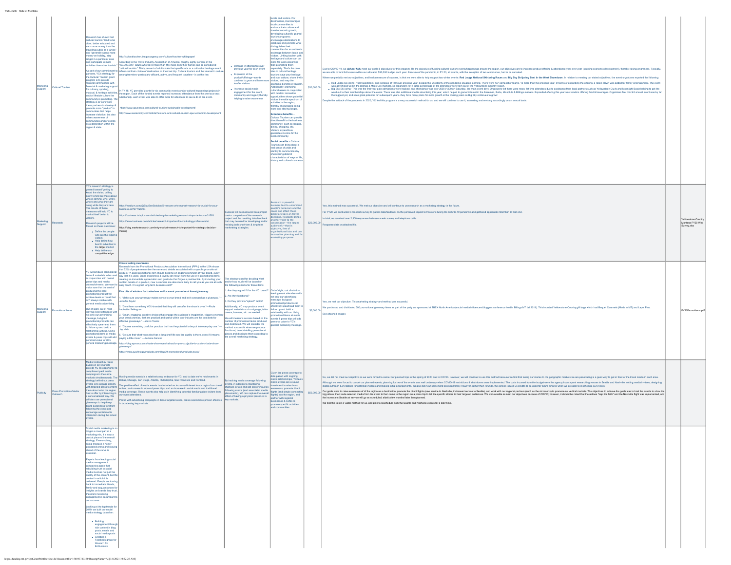| Marketing Support | Cultural Tourism | Research has shown that cultural tourists "tend to be older, better educated and earn more money than the travelling public as a whole" and "generally spend more money on holiday, stay longer in a particular area and participate in more activities than other tourists." As part of our commitment to partners, YC's strategy for the Cultural Tourism grant program is to provide regional communities with financial & marketing support for culinary, sporting, musical, & heritage activities and/or lifestyle culture the community is promoting. The strategy is to work with these partners to develop & promote more "product" in communities that helps increase visitation, but also raises awareness of communities and/or events as a destination within the region & state. | http://culturaltourism.thegossagency.com/cultural-tourism-whitepaper/<br><br>According to the Travel Industry Association of America, roughly eighty percent of the 150,000,000+ adults who travel more than fifty miles from their homes can be considered "cultural tourists." Thirty percent of adults state that specific arts or a cultural or heritage event influenced their choice of destination on their last trip. Cultural tourism and the interest in culture among travelers—particularly affluent, active, and frequent travelers—is on the rise.<br><br>In FY 19, YC provided grants for six community events and/or cultural happenings/projects in the region. Each of the funded events reported increased attendance from the previous year. Additionally, each event was able to offer more for attendees to see & do at the event.<br><br>https://www.gosnesco.com/cultural-tourism-sustainable-development/<br><br>http://www.westerncity.com/article/how-arts-and-cultural-tourism-spur-economic-development | • Increase in attendance over previous year for each event<br>• Expansion of the product/offerings—events continue to grow and have more to offer visitors<br>• Increase social media engagement for the event, community and region; thereby helping to raise awareness | ...locals and visitors. For destinations, it encourages local communities to embrace their culture and boost economic growth. Developing culturally geared tourism programs encourages destinations to celebrate and promote what distinguishes their communities for an authentic exchange between locals and visitors. Linking tourism with heritage and culture can do more for local economies than promoting them separately. That's the core idea in cultural heritage tourism: save your heritage and your culture, share it with visitors, and reap the economic benefits of tourism. Additionally, promoting cultural assets in conjunction with outdoor recreation opportunities shows potential visitors the wide spectrum of activities in the region, thereby encouraging doing more and staying longer.<br><br>**Economic benefits** – Cultural Tourism can provide direct benefit to the business community, such as lodging, dining, shopping, etc. Visitors' expenditure generates income for the local community.<br><br>**Social benefits** – Cultural Tourism can bring about a real sense of pride and identity to communities by showcasing distinct characteristics of ways of life, history and culture in an area. | $30,000.00 | Due to COVID-19, we ***did not fully*** meet our goals & objectives for this program. Re the objective of funding cultural tourism events/happenings around the region, our objectives are to increase product offering & attendance year over year (spurring economic development), thereby raising awareness. Typically, we are able to fund 6-8 events within our allocated $50,000 budget each year. Because of the pandemic, in FY 20, all events, with the exception of two winter ones, had to be canceled.<br><br>Where we partially met our objectives, and had a measure of success, is that we were able to help support two winter events: **Red Lodge National Ski-joring Races** and **Big Sky Ski-joring Best in the West Showdown**. In relation to meeting our stated objectives, the event organizers reported the following:<br><br>• Red Lodge Ski-joring—1650 spectators, and increase of 150 over previous year, despite the uncertainty of the pandemic situation looming. There were 137 competition teams, 12 more than the previous year. In terms of expanding the offering, a rodeo clown was added for family entertainment. The event was advertised well in the Billings & Miles City markets, so organizers felt a large percentage of the attendees were from out of the Yellowstone Country region.<br>• Big Sky Ski-joring—This was the first year gate admissions were tracked, and attendance was over 2500 (1300 on Saturday, the main event day). Organizers felt there were many 1st time attendees due to assistance from local partners such as Yellowstone Club and Moonlight Basin helping to get the word out to their memberships about the event. There was also additional media advertising this year, which helped to garner interest in the Bozeman, Butte, Missoula & Billings markets. Expanded offering this year was vendors offering food & beverages. Organizers feel this 3rd annual event was by far the biggest yet, and see great potential for subsequent years—they have many plans for more growth in the coming years as Big Sky continues to grow!<br><br>Despite the setback of the pandemic in 2020, YC feel this program is a very successful method for us, and we will continue to use it, evaluating and revising accordingly on an annual basis. | |
| Marketing Support | Research | YC's research strategy is geared toward 'getting to know' the visitor; drilling down to find out more about who is coming, why, when, where and what they are doing while they are here. The results of these measures will help YC to market itself better to visitors.<br><br>Research projects will be focused on these outcomes:<br>• Define the people who are the region's visitors<br>• Help define how best to advertise to the **target** market<br>• Help define our **competitive edge** | https://medium.com/@BizzBeeSolution/5-reasons-why-market-research-is-crucial-for-your-business-a27c77fa5084<br><br>https://business.tutsplus.com/articles/why-is-marketing-research-important--cms-31593<br><br>https://www.business.com/articles/research-important-for-marketing-professionals/<br><br>https://blog.marketresearch.com/why-market-research-is-important-for-strategic-decision-making | Success will be measured on a project basis - completion of the research project and the resulting data/feedback that may be used for developing and/or revising both short-term & long-term marketing strategies. | Research is powerful business tool to understand people's behaviors and the cause and effect those behaviors have on travel decisions. Research brings another voice to the conversation—the target audience's—that is objective, free of organizational bias and can be used for planning and for evaluating purposes. | $20,000.00 | Yes, this method was successful. We met our objective and will continue to use research as a marketing strategy in the future.<br><br>For FY20, we conducted a research survey to gather data/feedback on the perceived impact to travelers during the COVID-19 pandemic and gathered applicable information to that end.<br><br>In total, we received over 2,300 responses between a web survey and telephone calls.<br><br>Response data on attached file. | Yellowstone Country Montana FY20 Web Survey.xlsx |
| Marketing Support | Promotional Items | YC will produce promotional items & materials to be used in conjunction with hosted press trips and media outreach/events. We want to make sure that the cost of producing the right promotional product will achieve levels of recall that isn't always doable with general media advertising.<br><br>Out of sight, out of mind — leaving event attendees with not only our advertising message, but good promotional products can effectively spearhead them to follow up and build a relationship with us. Using promotional items at media events & press trips will add personal value to YC's general marketing message. | **Create lasting awareness**<br>Research from the Promotional Products Association International (PPAI) in the USA shows that 52% of people remember the name and details associated with a specific promotional product. "A good promotional item should become an ongoing reminder of your brand, every day that it is used. Brand awareness & loyalty can result from the use of a promotional items, creating an immediate appreciation and gratitude that forges a positive link. By including your contact details on a product, new customers are also more likely to call you as you are at such easy reach. It's a great long-term business card!"<br><br>**Five bits of wisdom for tradeshow and/or event promotional items/giveaway:**<br><br>1. "Make sure your giveaway makes sense to your brand and isn't overused as a giveaway."—*Jennifer Seyler*<br><br>2. "Give them something YOU-branded that they will use after the show is over."—*Paula Ledbetter Saffergren*<br><br>3. "Smart, engaging, creative choices that engage the audience's imagination, trigger a memory your brand promise, that are practical and useful within your industry are the best bets for effective giveaways."—*Dave Pouton*<br><br>4. "Choose something useful or practical that has the potential to be put into everyday use."—*Jay Veltz*<br><br>5. "Be sure that what you select has a long shelf life and the quality is there, even if it means paying a little more."—*Barbara Sanner*<br><br>*https://blog.spromos.com/trade-show-event-attraction-promos/guide-to-custom-trade-show-giveaways/*<br><br>*https://www.qualitylogoproducts.com/blog/21-promotional-products-posts/* | The strategy used for deciding what and/or how much will be based on the following criteria for these items:<br><br>1. Are they a good fit for the YC brand?<br><br>2. Are they functional?<br><br>3. Do they provide a "splash" factor?<br><br>Additionally, YC may produce event support materials such a signage, table covers, banners, etc. as needed.<br><br>We will measure success based on the number of promotional items produced and distributed. We will consider the method successful when we produce functional, brand-building promotional pieces and distribute them according to the overall marketing strategy. | Out of sight, out of mind — leaving event attendees with not only our advertising message, but good promotional products can effectively spearhead them to follow up and build a relationship with us. Using promotional items at media events & press trips will add personal value to YC's general marketing message. | $5,000.00 | Yes, we met our objective. This marketing strategy and method was successful.<br><br>We purchased and distributed 500 promotional giveaway items as part of the party we sponsored at TBEX North America (social media influencers/bloggers conference held in Billings MT fall 2019). This included Yellowstone Country gift bags which had Bequet Caramels (Made in MT) and Lapel Pins.<br><br>See attached images | FY20Promoitems.pdf |
| Publicity | Press Promotions/Media Outreach | Media Outreach & Press Events in key markets provide YC an opportunity to compliment paid media campaigns in the same markets simultaneously. The strategy behind our press events is to engage directly with targeted press to inform them about what the region has to offer by interacting in a conversational way. We will also use promotional giveaways to help keep brand awareness forefront following the event and encourage social media interaction during the actual events. | Hosting media events is a relatively new endeavor for YC, and to date we've held events in Dallas, Chicago, San Diego, Atlanta, Philadelphia, San Francisco and Portland.<br><br>The positive effect of media events has included an increased interest in our region from travel writers, an increase in inbound press trips, and an increase in social media and traditional media coverage. These events also help us in identifying potential familiarization visitors from our event attendees.<br><br>Paired with advertising campaigns in these targeted areas, press events have proven effective in broadening key markets. | By tracking media coverage following events, in addition to monitoring changes in web and call center inquiries following events (and associated media placements), YC can capture the overall effect of having a physical presence in key markets. | Given the press coverage to date paired with ongoing media relationships, YC feels media events are a sound investment to raise brand awareness, promote direct flights (and simple connecting flights) into the region, and partner with regional businesses & CVBs to promote specific activities and communities. | $50,000.00 | No, we did not meet our objective as we were forced to cancel our planned trips in the spring of 2020 due to COVID. However, we will continue to use this method because we find that taking our stories to the geographic markets we are penetrating is a good way to get in front of the travel media in each area.<br><br>Although we were forced to cancel our planned events, planning for two of the events was well underway when COVID-19 restrictions & shut-downs were implemented. The costs incurred from the budget were the agency hours spent researching venues in Seattle and Nashville, vetting media invitees, designing digital outreach & invitations for potential invitees and making initial arrangements. We also did incur some hard costs (airfares); however, rather than refunds, the airlines issued us credits to be used for future airfares when we are able to reschedule our events.<br><br>Our goals were to raise awareness of of the region as a destination, promote the direct flights (new service to Nashville, increased service to Seattle), and work with our regional partners (such as the ski resorts) to promote our vertical markets. The objectives to achieve the goals was to host the events to show the big picture, then invite selected media from the event to then come to the region on a press trip to tell the specific stories to their targeted audiences. We we unable to meet our objectives because of COVID; however, it should be noted that the airlines "kept the faith" and the Nashville flight was implemented, and the increase ein Seattle air service will go ae scheduled, albeit a few monthst later than planned.<br><br>We feel this is still a viable method for us, and plan to reschedule both the Seattle and Nashville events for a later time. | |
| | | Social media marketing is no longer a novel part of a marketing mix, it is now a crucial piece of the overall strategy. Ever-evolving, social media is a heavy populated arena and staying ahead of the curve is essential.<br><br>Experts from leading social media management companies agree that rebuilding trust in social media involves not just the quality of the content, but the context in which it is delivered. People are turning back to immediate friends, family and acquaintances for insights on brands they trust; therefore increasing engagement is paramount to our success.<br><br>Looking at the top trends for 2019, we built our social media strategy based on:<br><br>• Building engagement through rich content in blog posts, emails and social media posts<br>• Creating a Facebook group for Western Ski Enthusiasts | | | | | | |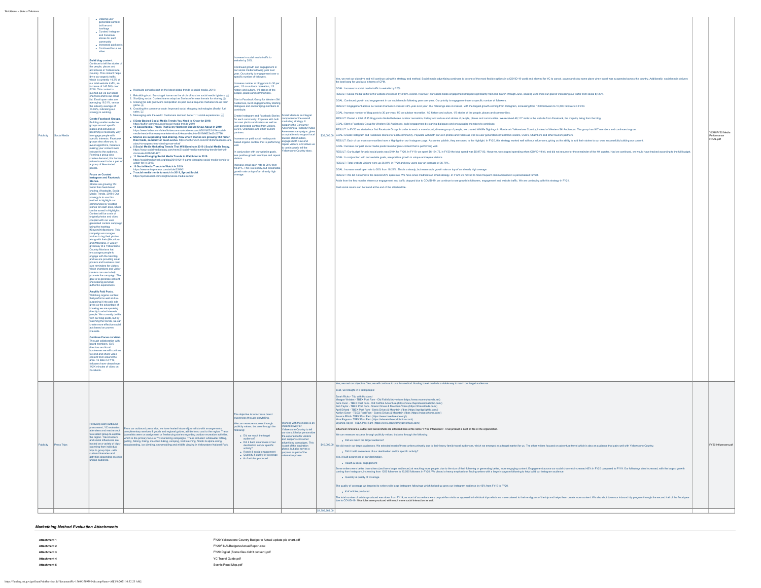| | | | | | | | | | |
|---|---|---|---|---|---|---|---|---|---|
| Publicity | Social Media | • Utilizing user generated content built around hashtags<br>• Curated Instagram and Facebook stories for each community<br>• Increased paid posts<br>• Continued focus on video<br><br>**Build blog content.** Continue to tell the stories of the people, places and adventures in Yellowstone Country. This content helps drive our organic traffic, which is currently 14.2% of our total website traffic, an increase of 145.56% over FY18. This content is pushed out via our social channels and to our email list. Email open rates are averaging 18.21%, versus the industry average of 14.65%, indicating our strategy is working.<br><br>**Create Facebook Groups.** Building smaller audience groups around specific places and activities is becoming a necessary way to engage people with specific interests. Facebook groups also allow you to avoid algorithms, therefore making your content more relevant to the audience. Forming a group also creates demand; it is human nature to want to be a part of a group of like-minded people.<br><br>**Focus on Curated Instagram and Facebook Stories.** Stories are growing 15x faster than feed-based sharing. (Hootsuite, Social Media Trends, 2019.) Our strategy is to use this method to highlight our communities by creating stories for each area, which can be saved in Highlights. Content will be a mix of original photos and video coupled with our user generated content campaign using the hashtag #BeyondYellowstone. This campaign encourages visitors to tag their photos along with their (#location) and #Montana. A weekly giveaway of a Yellowstone Country Montana hat encourages people to engage with the hashtag, and we are providing small posters and business card size reminders for visitors, which chambers and visitor centers can use to help promote the campaign. The goal is to generate content showcasing personal, authentic experiences.<br><br>**Amplify Paid Posts.** Watching organic content that performs well and re-purposing it into paid ads gives us the advantage of knowing we are speaking directly to what interests people. We currently do this with our blog posts, but by watching the trends, we can create more effective social ads based on proven interests.<br><br>**Continue Focus on Video.** Through collaboration with board members, CVB directors and local businesses we will continue to send and share video content from around the area. To date in FY19, followers have viewed over 142K minutes of video on Facebook. | • Hootsuite annual report on the latest global trends in social media, 2019:<br><br>1. Rebuilding trust: Brands get human as the circle of trust on social media tightens.<br>2. Storifying social: Content teams adapt as Stories offer new formats for sharing.<br>3. Closing the ads gap: More competition on paid social requires marketers to up their game.<br>4. Cracking the commerce code: Improved social shopping technologies (finally) fuel sales.<br>5. Messaging eats the world: Customers demand better 1:1 social experiences.<br><br>• **5 Data-Backed Social Media Trends You Need to Know for 2019.** https://buffer.com/resources/social-media-trends-2019<br>• **14 Social Media Trends That Every Marketer Should Know About in 2019** https://www.forbes.com/sites/forbescommunicationscouncil/2019/02/01/14-social-media-trends-that-every-marketer-should-know-about-in-2019/#623ad3c63796<br>• **Stories are surpassing feed-sharing. Now what? Stories are growing 15X faster than feeds, so behavior must evolve.** https://techcrunch.com/2018/05/03/stories-are-about-to-surpass-feed-sharing-now-what/<br>• **5 Social Media Marketing Trends That Will Dominate 2019 \| Social Media Today.** https://www.socialmediatoday.com/news/5-social-media-marketing-trends-that-will-dominate-2019/543477/<br>• **11 Game-Changing Social Media Trends to Watch for in 2019.** https://socialmediaweek.org/blog/2018/12/11-game-changing-social-media-trends-to-watch-for-in-2019/<br>• **10 Social Media Trends to Watch in 2019.** https://www.entrepreneur.com/article/324901<br>• **7 social media trends to watch in 2019, Sprout Social.** https://sproutsocial.com/insights/social-media-trends/ | Increase in social media traffic to website by 20%.<br><br>Continued growth and engagement in our social media following year over year. Our priority is engagement over a specific number of followers.<br><br>Increase number of blog posts to 30 per year: 1/3 on outdoor recreation. 1/3 history and culture, 1/3 stories of the people, places and communities.<br><br>Start a Facebook Group for Western Ski Audiences, build engagement by starting dialogues and encouraging members to contribute.<br><br>Create Instagram and Facebook Stories for each community. Populate with both our own photos and videos as well as user generated content from visitors, CVB's, Chambers and other tourism partners.<br><br>Increase our paid social media posts based organic content that is performing well.<br><br>In conjunction with our website goals, see positive growth in unique and repeat visitors.<br><br>Increase email open rate to 20% from 18.21%. This is a steady, but reasonable growth rate on top of an already high average. | Social Media is an integral component of the overall marketing strategy. It supports the Consumer Advertising & Publicity/Public Awareness campaigns, gives us a platform to support local tourism stakeholders, engages both new and repeat visitors, and allows us to continuously tell the Yellowstone Country story. | $26,000.00 | Yes, we met our objective and will continue using this strategy and method. Social media advertising continues to be one of the most flexible options in a COVID-19 world and allowed for YC to cancel, pause and stop some plans when travel was suspended across the country. Additionally, social media delivers the best bang for you buck in terms of CPM.<br><br>GOAL: Increase in social media traffic to website by 20%.<br><br>RESULT: Social media traffic to the website increased by 3.98% overall. However, our social media engagement dropped significantly from mid-March through June, causing us to miss our goal of increasing our traffic from social by 20%.<br><br>GOAL: Continued growth and engagement in our social media following year over year. Our priority is engagement over a specific number of followers.<br><br>RESULT: Engagement across our social channels increased 45% year over year. Our followings also increased, with the largest growth coming from Instagram, increasing from 1200 followers to 10,500 followers in FY20.<br><br>GOAL: Increase number of blog posts to 30 per year: 1/3 on outdoor recreation, 1/3 history and culture, 1/3 stories of the people, places and communities.<br><br>RESULT: Posted a total of 35 blog posts divided between outdoor recreation, history and culture and stories of people, places and communities. We received 48,117 visits to the website from Facebook, the majority being from the blog.<br><br>GOAL: Start a Facebook Group for Western Ski Audiences, build engagement by starting dialogues and encouraging members to contribute.<br><br>RESULT: In FY20 we started our first Facebook Group. In order to reach a more broad, diverse group of people, we created Wildlife Sightings in Montana's Yellowstone Country, instead of Western Ski Audiences. The group has 917 members and continues to grow.<br><br>GOAL: Create Instagram and Facebook Stories for each community. Populate with both our own photos and videos as well as user generated content from visitors, CVB's, Chambers and other tourism partners.<br><br>RESULT: Each of our main communities have a Highlight on our Instagram page. As stories publish, they are saved to the highlight. In FY20, this strategy worked well with our influencers, giving us the ability to add their stories to our own, successfully building our content.<br><br>GOAL: Increase our paid social media posts based organic content that is performing well.<br><br>RESULT: Our budget for paid social posts was $10K for FY20. In FY19, we spent $6,134.75, in FY20 the total spend was $5,977.50. However, we stopped spending when COVID-19 hit, and did not resume for the remainder of the 4th quarter. Had we continued, we would have tracked according to the full budget.<br><br>GOAL: In conjunction with our website goals, see positive growth in unique and repeat visitors.<br><br>RESULT: Total website visitors were up 36.81% in FY20 and new users saw an increase of 36.76%.<br><br>GOAL: Increase email open rate to 20% from 18.21%. This is a steady, but reasonable growth rate on top of an already high average.<br><br>RESULT: We did not achieve the desired 20% open rate. We have since modified our email strategy. In FY21 we moved to more frequent communication in a personalized format.<br><br>Aside from the few months where our engagement and traffic dropped due to COVID-19, we continue to see growth in followers, engagement and website traffic. We are continuing with this strategy in FY21.<br><br>Paid social results can be found at the end of the attached file. | | YCMI FY20 Media Performance FINAL.pdf |
| Publicity | Press Trips | Following each outbound press event, YC evaluates attendees and reaches out to a select group to explore the region. Travel writers and social influencers are hosted on a variety of trips spanning from individual trips to group trips - with custom itineraries and activities depending on each unique audience. | From our outbound press trips, we have hosted inbound journalists with arrangements, complimentary services & goods and regional guides, at little to no cost to the region. These journalists were on assignment or freelancing stories regarding outdoor recreation activities, which is the primary focus of YC marketing campaigns. These included: whitewater rafting, golfing, fishing, hiking, mountain biking, camping, bird watching, Nordic & alpine skiing, snowboarding, ice climbing, snowmobiling and wildlife viewing in Yellowstone National Park. | The objective is to increase brand awareness through storytelling.<br><br>We can measure success through publicity values, but also through the following:<br><br>• Did we reach the target audience?<br>• Did it build awareness of our destination and/or specific activity?<br>• Reach & social engagement<br>• Quantity & quality of coverage<br>• # of articles produced | Working with the media is an important way for Yellowstone Country to tell our story; it helps personalize the experience for visitors and supports consumer advertising campaigns. This is part of the inspiration phase, but also serves a purpose as part of the orientation phase. | $40,000.00 | Yes, we met our objective. Yes, we will continue to use this method. Hosting travel media is a viable way to reach our target audiences.<br><br>In all, we brought in 8 total people:<br><br>Sarah Ricks - Trip with Husband<br>Meagan Wristen - TBEX Post Fam - Old Faithful Adventure (https://www.mommytravels.net)<br>Nora Dunn - TBEX Post Fam - Old Faithful Adventure (https://www.theprofessionalhobo.com/)<br>Rob Taylor - TBEX Post Fam - Scenic Drives & Mountain Vibes (https://2traveldads.com/)<br>April Erhard - TBEX Post Fam - Scenic Drives & Mountain Vibes (https://aprilgolightly.com/)<br>Karilyn Owen - TBEX Post Fam - Scenic Drives & Mountain Vibes (https://nobackhome.com/)<br>Jessica Elliott- TBEX Post Fam (https://www.howdareshe.org/)<br>Nina Ragusa - TBEX Post Fam (https://whereintheworldisnina.com/)<br>Bryanne Royal - TBEX Post Fam (https://www.crazyfamilyadventure.com/)<br><br>Influencer itineraries, output and screenshots are attached here at file name "FY20 Influencers". Final product is kept on file at the organization.<br><br>We can measure success through publicity values, but also through the following:<br><br>• Did we reach the target audience?<br><br>We did reach our target audiences. We selected most of these writers primarily due to their heavy family-travel audiences, which we emerged as a target market for us. The other writers focused on adventure travel which is also an audience that pairs well with Yellowstone Country.<br><br>• Did it build awareness of our destination and/or specific activity?<br><br>Yes, it built awareness of our destination.<br><br>• Reach & social engagement<br><br>Some writers were better than others (and have larger audiences) at reaching more people, due to the size of their following or generating better, more engaging content. Engagement across our social channels increased 45% in FY20 compared to FY19. Our followings also increased, with the largest growth coming from Instagram, increasing from 1200 followers to 10,500 followers in FY20. We placed a heavy emphasis on finding writers with a large Instagram following to help build our instagram audience.<br><br>• Quantity & quality of coverage<br><br>The quality of coverage we targeted to writers with large Instagram followings which helped up grow our instagram audience by 45% from FY19 to FY20.<br><br>• # of articles produced<br><br>The total number of articles produced was down from FY19, as most of our writers were on post-fam visits as opposed to individual trips which are more catered to their end goals of the trip and helps them create more content. We also shut down our inbound trip program through the second half of the fiscal year due to COVID-19. 10 articles were produced with much more social interaction as well. | | FY20 Influencers.pdf |
| | | | | | | $1,705,263.00 | | | |

### *Markething Method Evaluation Attachments*

| | |
|---|---|
| Attachment 1 | FY20 Yellowstone Country Budget to Actual update pie chart.pdf |
| Attachment 2 | FY20FINALBudgetvsActualReport.xlsx |
| Attachment 3 | FY20 Digital (Some files didn't convert).pdf |
| Attachment 4 | YC Travel Guide.pdf |
| Attachment 5 | Scenic Road Map.pdf |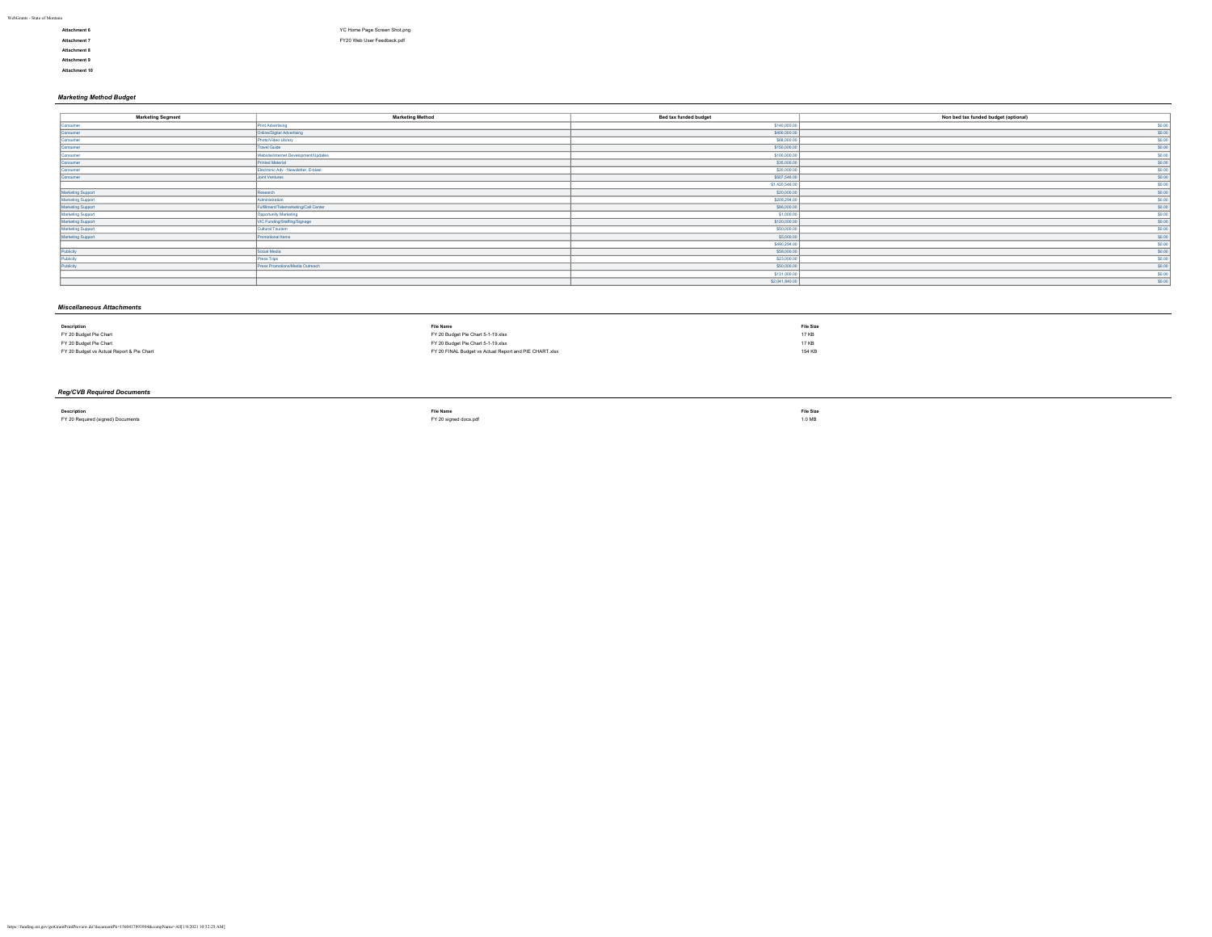| | |
|---|---|
| **Attachment 6** | YC Home Page Screen Shot.png |
| **Attachment 7** | FY20 Web User Feedback.pdf |
| **Attachment 8** | |
| **Attachment 9** | |
| **Attachment 10** | |

### *Marketing Method Budget*

| Marketing Segment | Marketing Method | Bed tax funded budget | Non bed tax funded budget (optional) |
|---|---|---|---|
| Consumer | Print Advertising | $140,000.00 | $0.00 |
| Consumer | Online/Digital Advertising | $400,000.00 | $0.00 |
| Consumer | Photo/Video Library | $68,000.00 | $0.00 |
| Consumer | Travel Guide | $150,000.00 | $0.00 |
| Consumer | Website/Internet Development/Updates | $100,000.00 | $0.00 |
| Consumer | Printed Material | $35,000.00 | $0.00 |
| Consumer | Electronic Adv - Newsletter, E-blast | $20,000.00 | $0.00 |
| Consumer | Joint Ventures | $507,546.00 | $0.00 |
| | | $1,420,546.00 | $0.00 |
| Marketing Support | Research | $20,000.00 | $0.00 |
| Marketing Support | Administration | $208,294.00 | $0.00 |
| Marketing Support | Fulfillment/Telemarketing/Call Center | $86,000.00 | $0.00 |
| Marketing Support | Opportunity Marketing | $1,000.00 | $0.00 |
| Marketing Support | VIC Funding/Staffing/Signage | $120,000.00 | $0.00 |
| Marketing Support | Cultural Tourism | $50,000.00 | $0.00 |
| Marketing Support | Promotional Items | $5,000.00 | $0.00 |
| | | $490,294.00 | $0.00 |
| Publicity | Social Media | $58,000.00 | $0.00 |
| Publicity | Press Trips | $23,000.00 | $0.00 |
| Publicity | Press Promotions/Media Outreach | $50,000.00 | $0.00 |
| | | $131,000.00 | $0.00 |
| | | $2,041,840.00 | $0.00 |

### *Miscellaneous Attachments*

| Description | File Name | File Size |
|---|---|---|
| FY 20 Budget Pie Chart | FY 20 Budget Pie Chart 5-1-19.xlsx | 17 KB |
| FY 20 Budget Pie Chart | FY 20 Budget Pie Chart 5-1-19.xlsx | 17 KB |
| FY 20 Budget vs Actual Report & Pie Chart | FY 20 FINAL Budget vs Actual Report and PIE CHART.xlsx | 154 KB |

### *Reg/CVB Required Documents*

| Description | File Name | File Size |
|---|---|---|
| FY 20 Required (signed) Documents | FY 20 signed docs.pdf | 1.0 MB |